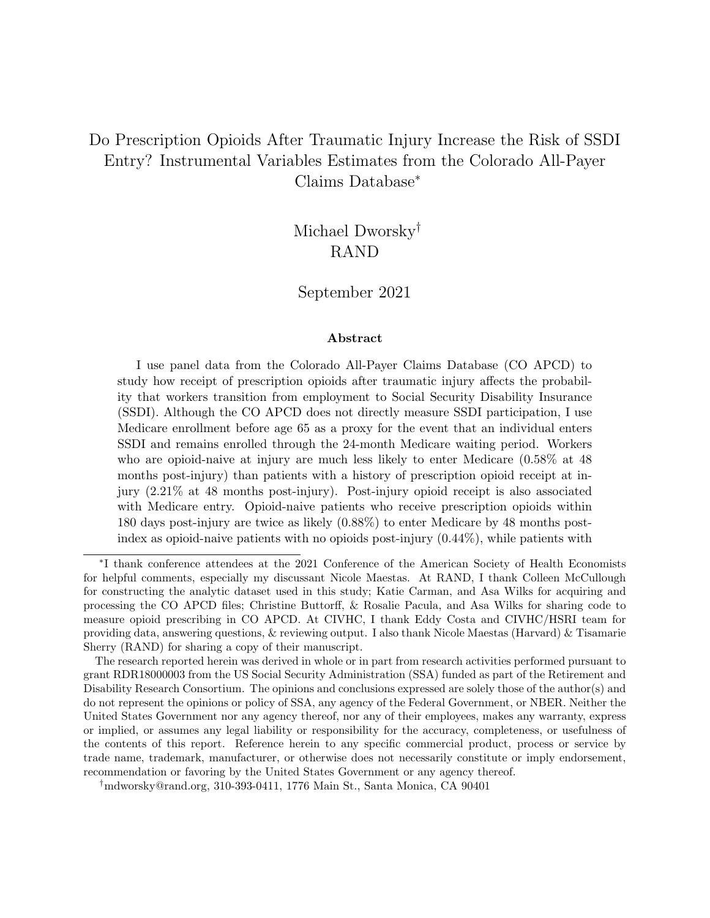# Do Prescription Opioids After Traumatic Injury Increase the Risk of SSDI Entry? Instrumental Variables Estimates from the Colorado All-Payer Claims Database[*]

Michael Dworsky[†]
RAND

September 2021

### Abstract

I use panel data from the Colorado All-Payer Claims Database (CO APCD) to study how receipt of prescription opioids after traumatic injury affects the probability that workers transition from employment to Social Security Disability Insurance (SSDI). Although the CO APCD does not directly measure SSDI participation, I use Medicare enrollment before age 65 as a proxy for the event that an individual enters SSDI and remains enrolled through the 24-month Medicare waiting period. Workers who are opioid-naive at injury are much less likely to enter Medicare (0.58% at 48 months post-injury) than patients with a history of prescription opioid receipt at injury (2.21% at 48 months post-injury). Post-injury opioid receipt is also associated with Medicare entry. Opioid-naive patients who receive prescription opioids within 180 days post-injury are twice as likely (0.88%) to enter Medicare by 48 months post-index as opioid-naive patients with no opioids post-injury (0.44%), while patients with

---

[*] I thank conference attendees at the 2021 Conference of the American Society of Health Economists for helpful comments, especially my discussant Nicole Maestas. At RAND, I thank Colleen McCullough for constructing the analytic dataset used in this study; Katie Carman, and Asa Wilks for acquiring and processing the CO APCD files; Christine Buttorff, & Rosalie Pacula, and Asa Wilks for sharing code to measure opioid prescribing in CO APCD. At CIVHC, I thank Eddy Costa and CIVHC/HSRI team for providing data, answering questions, & reviewing output. I also thank Nicole Maestas (Harvard) & Tisamarie Sherry (RAND) for sharing a copy of their manuscript.

The research reported herein was derived in whole or in part from research activities performed pursuant to grant RDR18000003 from the US Social Security Administration (SSA) funded as part of the Retirement and Disability Research Consortium. The opinions and conclusions expressed are solely those of the author(s) and do not represent the opinions or policy of SSA, any agency of the Federal Government, or NBER. Neither the United States Government nor any agency thereof, nor any of their employees, makes any warranty, express or implied, or assumes any legal liability or responsibility for the accuracy, completeness, or usefulness of the contents of this report. Reference herein to any specific commercial product, process or service by trade name, trademark, manufacturer, or otherwise does not necessarily constitute or imply endorsement, recommendation or favoring by the United States Government or any agency thereof.

[†] mdworsky@rand.org, 310-393-0411, 1776 Main St., Santa Monica, CA 90401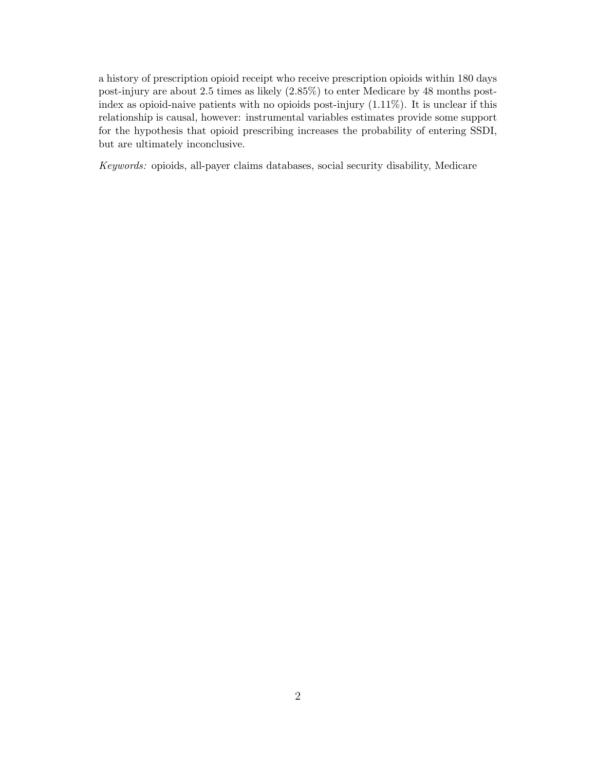a history of prescription opioid receipt who receive prescription opioids within 180 days post-injury are about 2.5 times as likely (2.85%) to enter Medicare by 48 months post-index as opioid-naive patients with no opioids post-injury (1.11%). It is unclear if this relationship is causal, however: instrumental variables estimates provide some support for the hypothesis that opioid prescribing increases the probability of entering SSDI, but are ultimately inconclusive.

*Keywords:* opioids, all-payer claims databases, social security disability, Medicare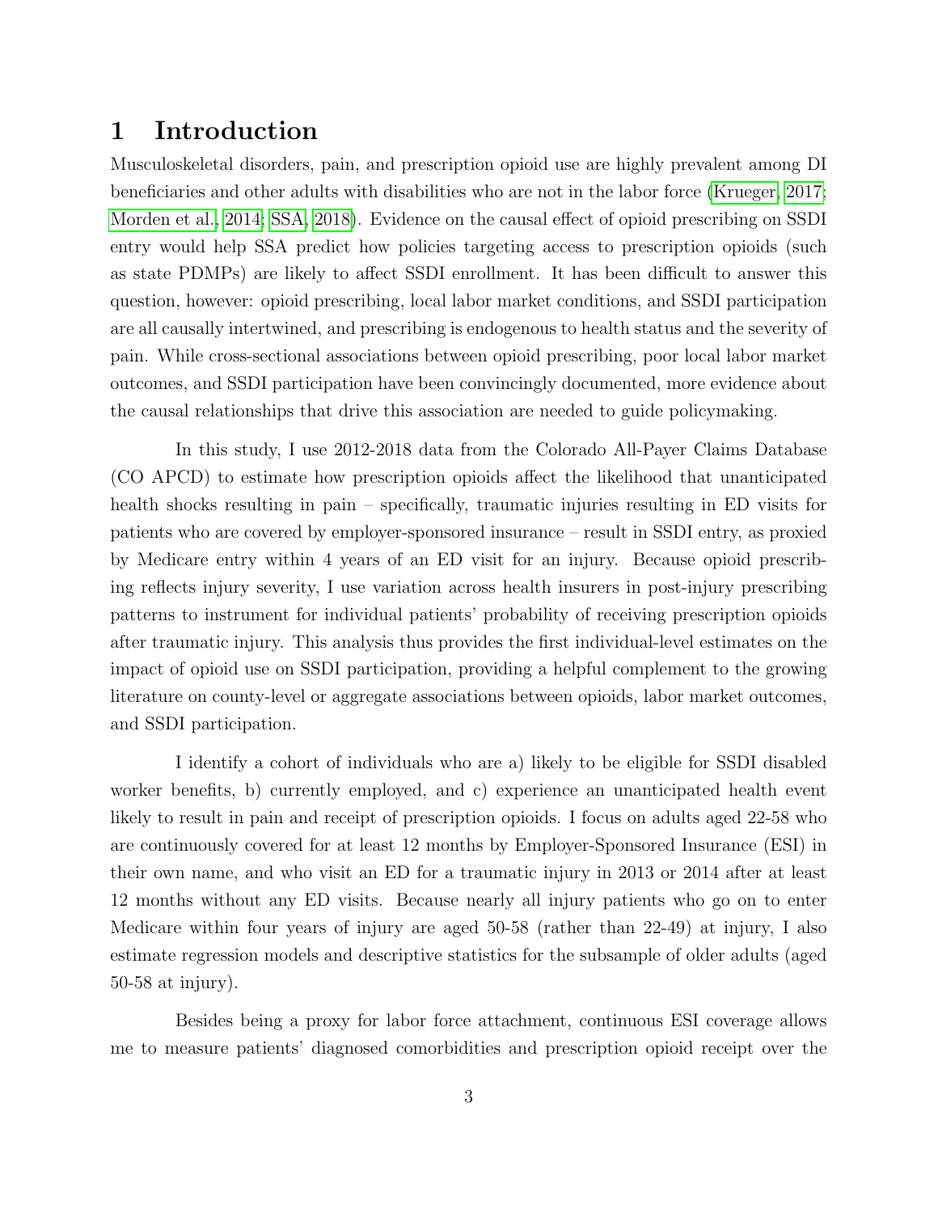# 1 Introduction

Musculoskeletal disorders, pain, and prescription opioid use are highly prevalent among DI beneficiaries and other adults with disabilities who are not in the labor force (Krueger, 2017; Morden et al., 2014; SSA, 2018). Evidence on the causal effect of opioid prescribing on SSDI entry would help SSA predict how policies targeting access to prescription opioids (such as state PDMPs) are likely to affect SSDI enrollment. It has been difficult to answer this question, however: opioid prescribing, local labor market conditions, and SSDI participation are all causally intertwined, and prescribing is endogenous to health status and the severity of pain. While cross-sectional associations between opioid prescribing, poor local labor market outcomes, and SSDI participation have been convincingly documented, more evidence about the causal relationships that drive this association are needed to guide policymaking.

In this study, I use 2012-2018 data from the Colorado All-Payer Claims Database (CO APCD) to estimate how prescription opioids affect the likelihood that unanticipated health shocks resulting in pain – specifically, traumatic injuries resulting in ED visits for patients who are covered by employer-sponsored insurance – result in SSDI entry, as proxied by Medicare entry within 4 years of an ED visit for an injury. Because opioid prescribing reflects injury severity, I use variation across health insurers in post-injury prescribing patterns to instrument for individual patients' probability of receiving prescription opioids after traumatic injury. This analysis thus provides the first individual-level estimates on the impact of opioid use on SSDI participation, providing a helpful complement to the growing literature on county-level or aggregate associations between opioids, labor market outcomes, and SSDI participation.

I identify a cohort of individuals who are a) likely to be eligible for SSDI disabled worker benefits, b) currently employed, and c) experience an unanticipated health event likely to result in pain and receipt of prescription opioids. I focus on adults aged 22-58 who are continuously covered for at least 12 months by Employer-Sponsored Insurance (ESI) in their own name, and who visit an ED for a traumatic injury in 2013 or 2014 after at least 12 months without any ED visits. Because nearly all injury patients who go on to enter Medicare within four years of injury are aged 50-58 (rather than 22-49) at injury, I also estimate regression models and descriptive statistics for the subsample of older adults (aged 50-58 at injury).

Besides being a proxy for labor force attachment, continuous ESI coverage allows me to measure patients' diagnosed comorbidities and prescription opioid receipt over the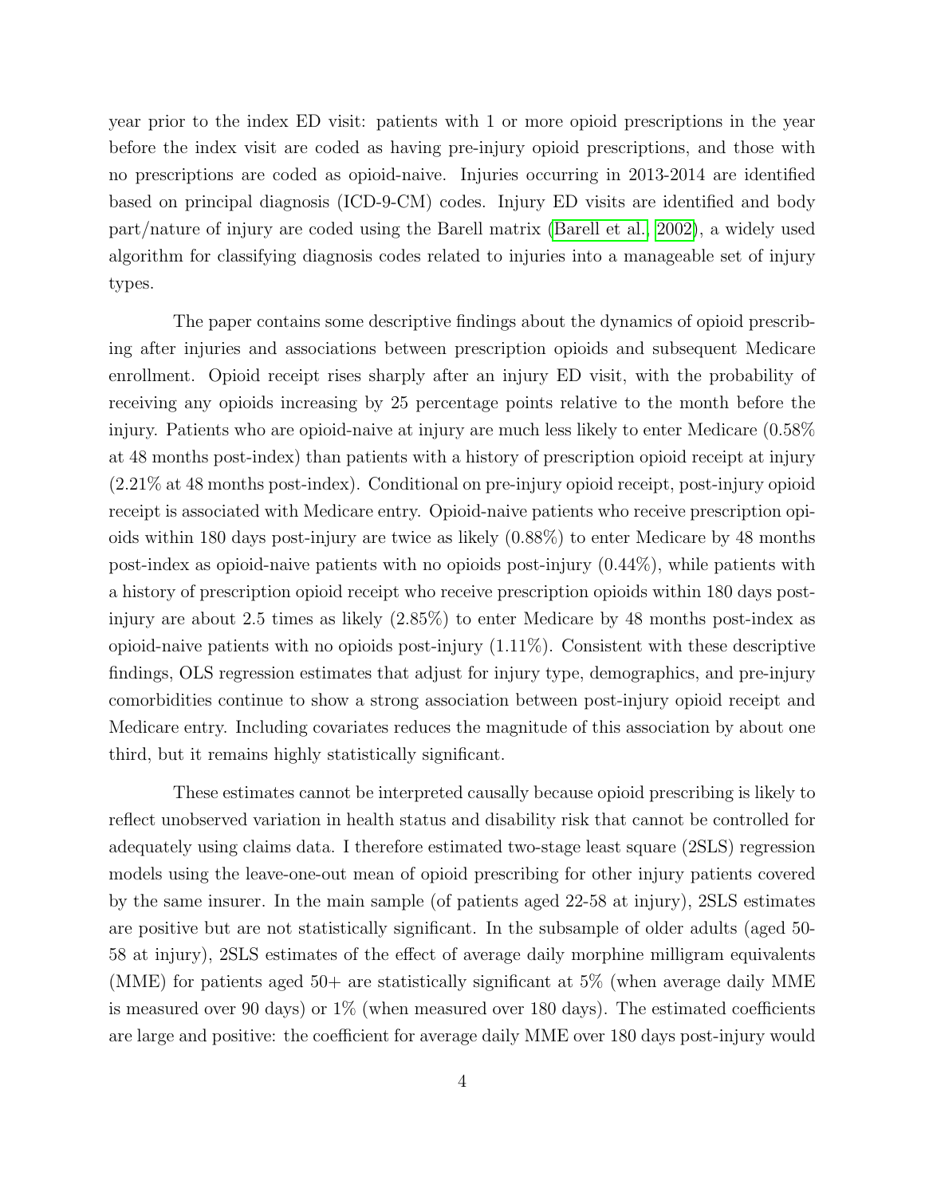year prior to the index ED visit: patients with 1 or more opioid prescriptions in the year before the index visit are coded as having pre-injury opioid prescriptions, and those with no prescriptions are coded as opioid-naive. Injuries occurring in 2013-2014 are identified based on principal diagnosis (ICD-9-CM) codes. Injury ED visits are identified and body part/nature of injury are coded using the Barell matrix (Barell et al., 2002), a widely used algorithm for classifying diagnosis codes related to injuries into a manageable set of injury types.

The paper contains some descriptive findings about the dynamics of opioid prescribing after injuries and associations between prescription opioids and subsequent Medicare enrollment. Opioid receipt rises sharply after an injury ED visit, with the probability of receiving any opioids increasing by 25 percentage points relative to the month before the injury. Patients who are opioid-naive at injury are much less likely to enter Medicare (0.58% at 48 months post-index) than patients with a history of prescription opioid receipt at injury (2.21% at 48 months post-index). Conditional on pre-injury opioid receipt, post-injury opioid receipt is associated with Medicare entry. Opioid-naive patients who receive prescription opioids within 180 days post-injury are twice as likely (0.88%) to enter Medicare by 48 months post-index as opioid-naive patients with no opioids post-injury (0.44%), while patients with a history of prescription opioid receipt who receive prescription opioids within 180 days post-injury are about 2.5 times as likely (2.85%) to enter Medicare by 48 months post-index as opioid-naive patients with no opioids post-injury (1.11%). Consistent with these descriptive findings, OLS regression estimates that adjust for injury type, demographics, and pre-injury comorbidities continue to show a strong association between post-injury opioid receipt and Medicare entry. Including covariates reduces the magnitude of this association by about one third, but it remains highly statistically significant.

These estimates cannot be interpreted causally because opioid prescribing is likely to reflect unobserved variation in health status and disability risk that cannot be controlled for adequately using claims data. I therefore estimated two-stage least square (2SLS) regression models using the leave-one-out mean of opioid prescribing for other injury patients covered by the same insurer. In the main sample (of patients aged 22-58 at injury), 2SLS estimates are positive but are not statistically significant. In the subsample of older adults (aged 50-58 at injury), 2SLS estimates of the effect of average daily morphine milligram equivalents (MME) for patients aged 50+ are statistically significant at 5% (when average daily MME is measured over 90 days) or 1% (when measured over 180 days). The estimated coefficients are large and positive: the coefficient for average daily MME over 180 days post-injury would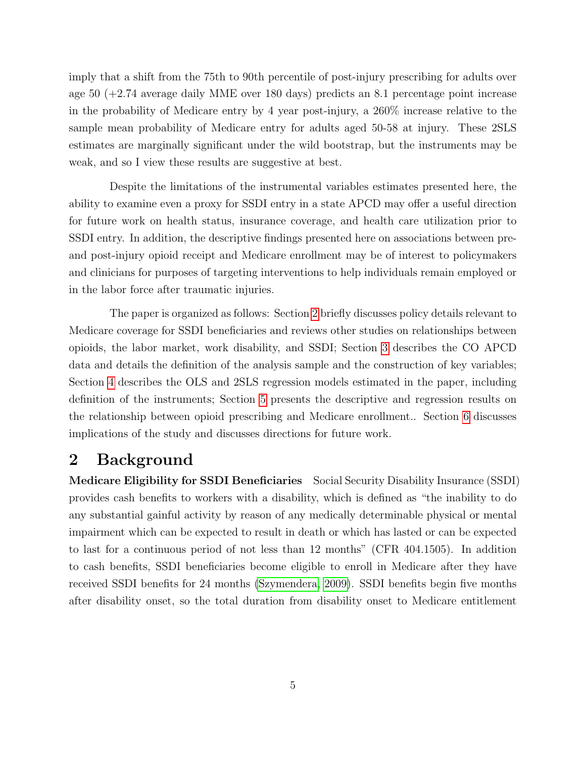imply that a shift from the 75th to 90th percentile of post-injury prescribing for adults over age 50 (+2.74 average daily MME over 180 days) predicts an 8.1 percentage point increase in the probability of Medicare entry by 4 year post-injury, a 260% increase relative to the sample mean probability of Medicare entry for adults aged 50-58 at injury. These 2SLS estimates are marginally significant under the wild bootstrap, but the instruments may be weak, and so I view these results are suggestive at best.

Despite the limitations of the instrumental variables estimates presented here, the ability to examine even a proxy for SSDI entry in a state APCD may offer a useful direction for future work on health status, insurance coverage, and health care utilization prior to SSDI entry. In addition, the descriptive findings presented here on associations between pre- and post-injury opioid receipt and Medicare enrollment may be of interest to policymakers and clinicians for purposes of targeting interventions to help individuals remain employed or in the labor force after traumatic injuries.

The paper is organized as follows: Section 2 briefly discusses policy details relevant to Medicare coverage for SSDI beneficiaries and reviews other studies on relationships between opioids, the labor market, work disability, and SSDI; Section 3 describes the CO APCD data and details the definition of the analysis sample and the construction of key variables; Section 4 describes the OLS and 2SLS regression models estimated in the paper, including definition of the instruments; Section 5 presents the descriptive and regression results on the relationship between opioid prescribing and Medicare enrollment.. Section 6 discusses implications of the study and discusses directions for future work.

# 2 Background

**Medicare Eligibility for SSDI Beneficiaries** Social Security Disability Insurance (SSDI) provides cash benefits to workers with a disability, which is defined as "the inability to do any substantial gainful activity by reason of any medically determinable physical or mental impairment which can be expected to result in death or which has lasted or can be expected to last for a continuous period of not less than 12 months" (CFR 404.1505). In addition to cash benefits, SSDI beneficiaries become eligible to enroll in Medicare after they have received SSDI benefits for 24 months (Szymendera, 2009). SSDI benefits begin five months after disability onset, so the total duration from disability onset to Medicare entitlement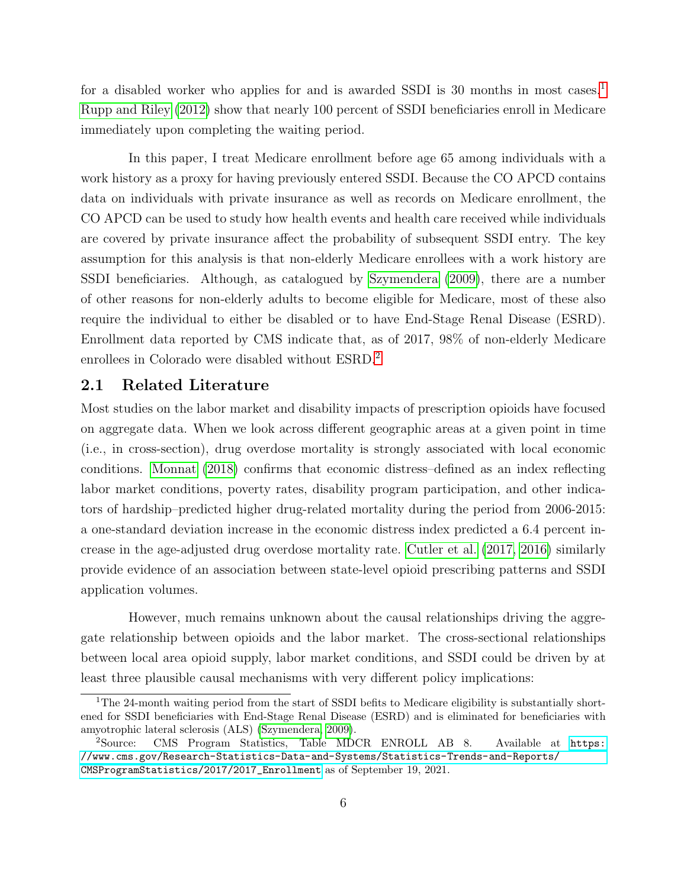for a disabled worker who applies for and is awarded SSDI is 30 months in most cases.[1] Rupp and Riley (2012) show that nearly 100 percent of SSDI beneficiaries enroll in Medicare immediately upon completing the waiting period.

In this paper, I treat Medicare enrollment before age 65 among individuals with a work history as a proxy for having previously entered SSDI. Because the CO APCD contains data on individuals with private insurance as well as records on Medicare enrollment, the CO APCD can be used to study how health events and health care received while individuals are covered by private insurance affect the probability of subsequent SSDI entry. The key assumption for this analysis is that non-elderly Medicare enrollees with a work history are SSDI beneficiaries. Although, as catalogued by Szymendera (2009), there are a number of other reasons for non-elderly adults to become eligible for Medicare, most of these also require the individual to either be disabled or to have End-Stage Renal Disease (ESRD). Enrollment data reported by CMS indicate that, as of 2017, 98% of non-elderly Medicare enrollees in Colorado were disabled without ESRD.[2]

## 2.1 Related Literature

Most studies on the labor market and disability impacts of prescription opioids have focused on aggregate data. When we look across different geographic areas at a given point in time (i.e., in cross-section), drug overdose mortality is strongly associated with local economic conditions. Monnat (2018) confirms that economic distress–defined as an index reflecting labor market conditions, poverty rates, disability program participation, and other indicators of hardship–predicted higher drug-related mortality during the period from 2006-2015: a one-standard deviation increase in the economic distress index predicted a 6.4 percent increase in the age-adjusted drug overdose mortality rate. Cutler et al. (2017, 2016) similarly provide evidence of an association between state-level opioid prescribing patterns and SSDI application volumes.

However, much remains unknown about the causal relationships driving the aggregate relationship between opioids and the labor market. The cross-sectional relationships between local area opioid supply, labor market conditions, and SSDI could be driven by at least three plausible causal mechanisms with very different policy implications:

---

[1] The 24-month waiting period from the start of SSDI befits to Medicare eligibility is substantially shortened for SSDI beneficiaries with End-Stage Renal Disease (ESRD) and is eliminated for beneficiaries with amyotrophic lateral sclerosis (ALS) (Szymendera, 2009).

[2] Source: CMS Program Statistics, Table MDCR ENROLL AB 8. Available at https://www.cms.gov/Research-Statistics-Data-and-Systems/Statistics-Trends-and-Reports/CMSProgramStatistics/2017/2017_Enrollment as of September 19, 2021.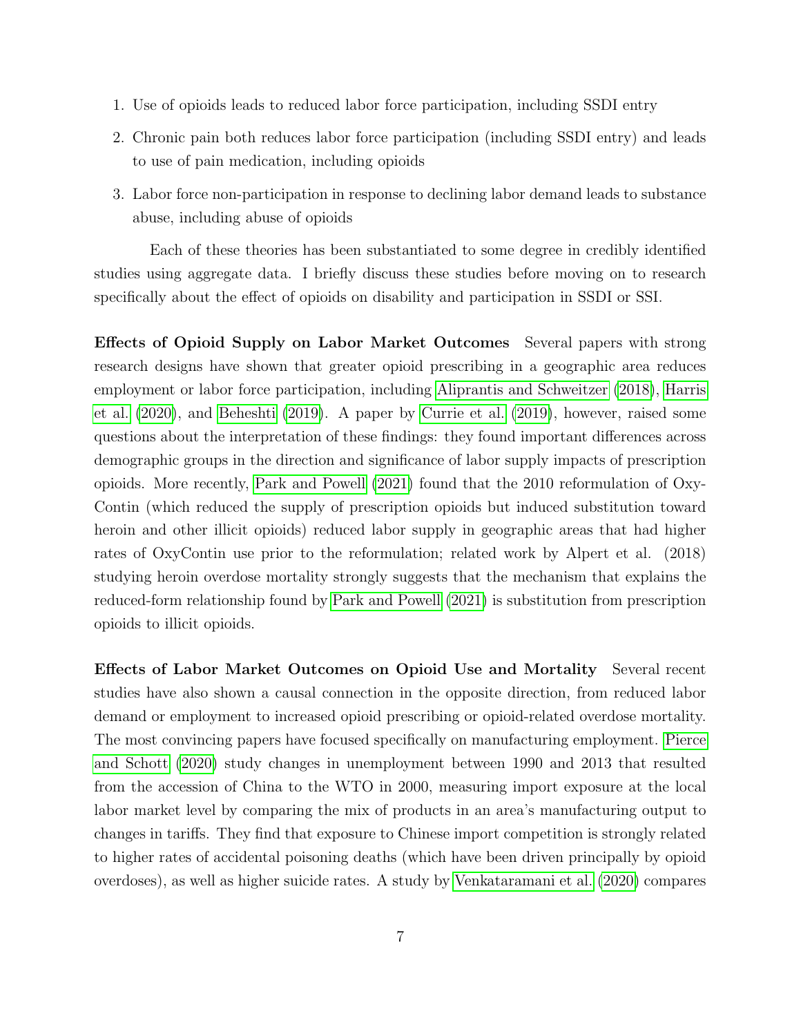1. Use of opioids leads to reduced labor force participation, including SSDI entry
2. Chronic pain both reduces labor force participation (including SSDI entry) and leads to use of pain medication, including opioids
3. Labor force non-participation in response to declining labor demand leads to substance abuse, including abuse of opioids

Each of these theories has been substantiated to some degree in credibly identified studies using aggregate data. I briefly discuss these studies before moving on to research specifically about the effect of opioids on disability and participation in SSDI or SSI.

**Effects of Opioid Supply on Labor Market Outcomes** Several papers with strong research designs have shown that greater opioid prescribing in a geographic area reduces employment or labor force participation, including Aliprantis and Schweitzer (2018), Harris et al. (2020), and Beheshti (2019). A paper by Currie et al. (2019), however, raised some questions about the interpretation of these findings: they found important differences across demographic groups in the direction and significance of labor supply impacts of prescription opioids. More recently, Park and Powell (2021) found that the 2010 reformulation of OxyContin (which reduced the supply of prescription opioids but induced substitution toward heroin and other illicit opioids) reduced labor supply in geographic areas that had higher rates of OxyContin use prior to the reformulation; related work by Alpert et al. (2018) studying heroin overdose mortality strongly suggests that the mechanism that explains the reduced-form relationship found by Park and Powell (2021) is substitution from prescription opioids to illicit opioids.

**Effects of Labor Market Outcomes on Opioid Use and Mortality** Several recent studies have also shown a causal connection in the opposite direction, from reduced labor demand or employment to increased opioid prescribing or opioid-related overdose mortality. The most convincing papers have focused specifically on manufacturing employment. Pierce and Schott (2020) study changes in unemployment between 1990 and 2013 that resulted from the accession of China to the WTO in 2000, measuring import exposure at the local labor market level by comparing the mix of products in an area's manufacturing output to changes in tariffs. They find that exposure to Chinese import competition is strongly related to higher rates of accidental poisoning deaths (which have been driven principally by opioid overdoses), as well as higher suicide rates. A study by Venkataramani et al. (2020) compares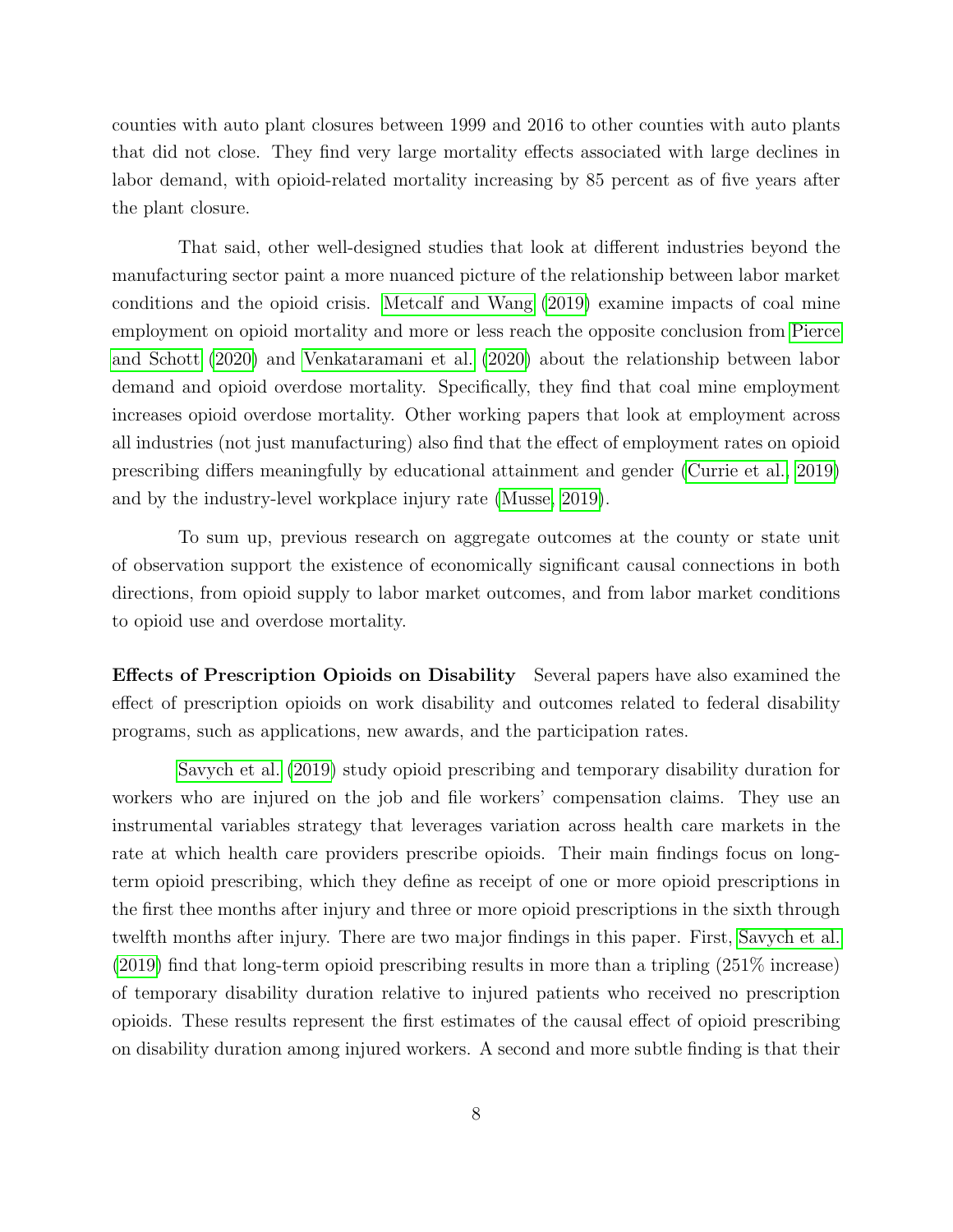counties with auto plant closures between 1999 and 2016 to other counties with auto plants that did not close. They find very large mortality effects associated with large declines in labor demand, with opioid-related mortality increasing by 85 percent as of five years after the plant closure.

That said, other well-designed studies that look at different industries beyond the manufacturing sector paint a more nuanced picture of the relationship between labor market conditions and the opioid crisis. Metcalf and Wang (2019) examine impacts of coal mine employment on opioid mortality and more or less reach the opposite conclusion from Pierce and Schott (2020) and Venkataramani et al. (2020) about the relationship between labor demand and opioid overdose mortality. Specifically, they find that coal mine employment increases opioid overdose mortality. Other working papers that look at employment across all industries (not just manufacturing) also find that the effect of employment rates on opioid prescribing differs meaningfully by educational attainment and gender (Currie et al., 2019) and by the industry-level workplace injury rate (Musse, 2019).

To sum up, previous research on aggregate outcomes at the county or state unit of observation support the existence of economically significant causal connections in both directions, from opioid supply to labor market outcomes, and from labor market conditions to opioid use and overdose mortality.

**Effects of Prescription Opioids on Disability** Several papers have also examined the effect of prescription opioids on work disability and outcomes related to federal disability programs, such as applications, new awards, and the participation rates.

Savych et al. (2019) study opioid prescribing and temporary disability duration for workers who are injured on the job and file workers' compensation claims. They use an instrumental variables strategy that leverages variation across health care markets in the rate at which health care providers prescribe opioids. Their main findings focus on long-term opioid prescribing, which they define as receipt of one or more opioid prescriptions in the first thee months after injury and three or more opioid prescriptions in the sixth through twelfth months after injury. There are two major findings in this paper. First, Savych et al. (2019) find that long-term opioid prescribing results in more than a tripling (251% increase) of temporary disability duration relative to injured patients who received no prescription opioids. These results represent the first estimates of the causal effect of opioid prescribing on disability duration among injured workers. A second and more subtle finding is that their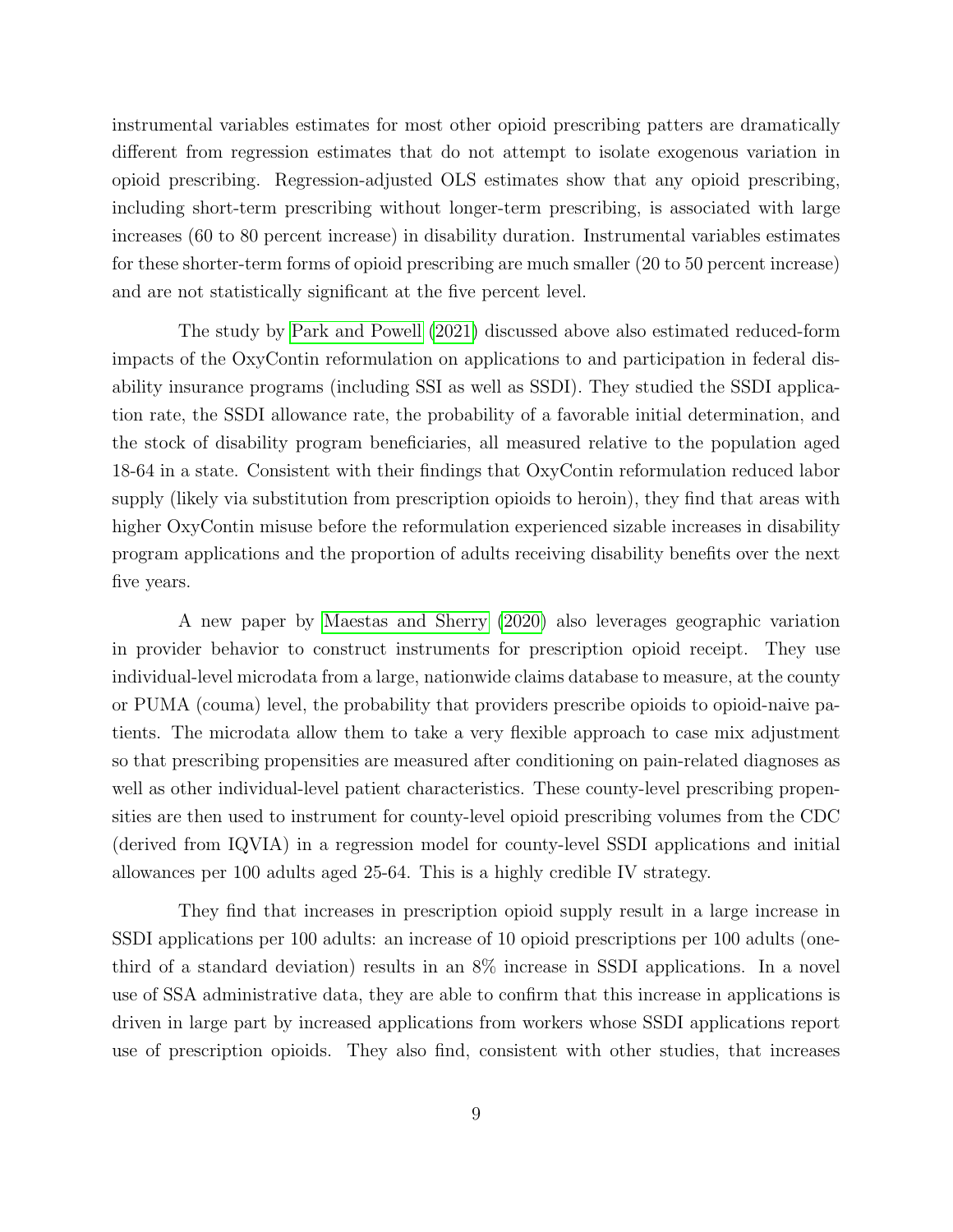instrumental variables estimates for most other opioid prescribing patters are dramatically different from regression estimates that do not attempt to isolate exogenous variation in opioid prescribing. Regression-adjusted OLS estimates show that any opioid prescribing, including short-term prescribing without longer-term prescribing, is associated with large increases (60 to 80 percent increase) in disability duration. Instrumental variables estimates for these shorter-term forms of opioid prescribing are much smaller (20 to 50 percent increase) and are not statistically significant at the five percent level.

The study by Park and Powell (2021) discussed above also estimated reduced-form impacts of the OxyContin reformulation on applications to and participation in federal disability insurance programs (including SSI as well as SSDI). They studied the SSDI application rate, the SSDI allowance rate, the probability of a favorable initial determination, and the stock of disability program beneficiaries, all measured relative to the population aged 18-64 in a state. Consistent with their findings that OxyContin reformulation reduced labor supply (likely via substitution from prescription opioids to heroin), they find that areas with higher OxyContin misuse before the reformulation experienced sizable increases in disability program applications and the proportion of adults receiving disability benefits over the next five years.

A new paper by Maestas and Sherry (2020) also leverages geographic variation in provider behavior to construct instruments for prescription opioid receipt. They use individual-level microdata from a large, nationwide claims database to measure, at the county or PUMA (couma) level, the probability that providers prescribe opioids to opioid-naive patients. The microdata allow them to take a very flexible approach to case mix adjustment so that prescribing propensities are measured after conditioning on pain-related diagnoses as well as other individual-level patient characteristics. These county-level prescribing propensities are then used to instrument for county-level opioid prescribing volumes from the CDC (derived from IQVIA) in a regression model for county-level SSDI applications and initial allowances per 100 adults aged 25-64. This is a highly credible IV strategy.

They find that increases in prescription opioid supply result in a large increase in SSDI applications per 100 adults: an increase of 10 opioid prescriptions per 100 adults (one-third of a standard deviation) results in an 8% increase in SSDI applications. In a novel use of SSA administrative data, they are able to confirm that this increase in applications is driven in large part by increased applications from workers whose SSDI applications report use of prescription opioids. They also find, consistent with other studies, that increases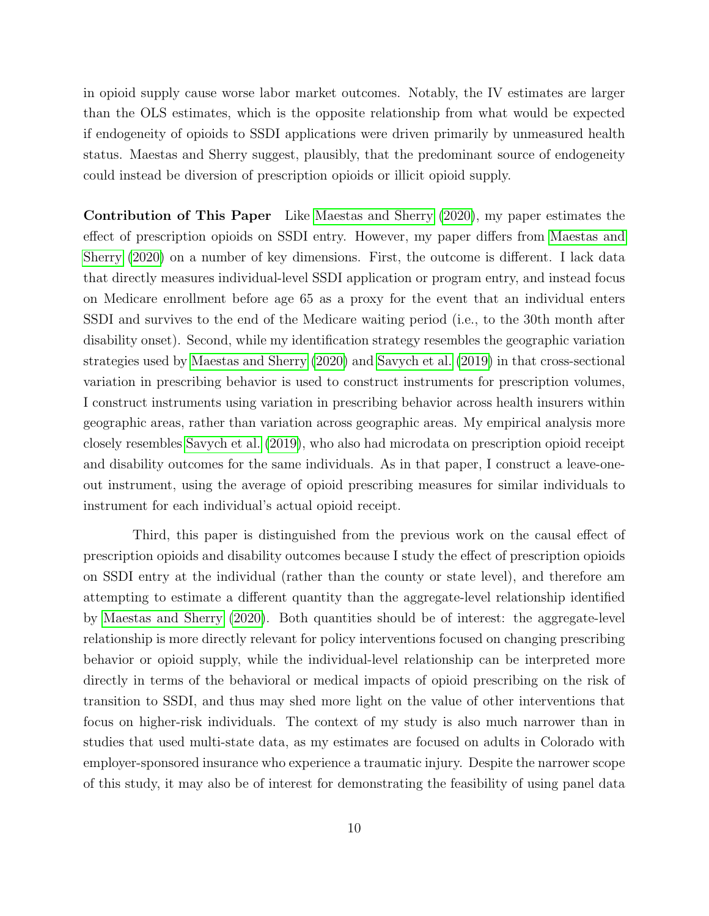in opioid supply cause worse labor market outcomes. Notably, the IV estimates are larger than the OLS estimates, which is the opposite relationship from what would be expected if endogeneity of opioids to SSDI applications were driven primarily by unmeasured health status. Maestas and Sherry suggest, plausibly, that the predominant source of endogeneity could instead be diversion of prescription opioids or illicit opioid supply.

**Contribution of This Paper** Like Maestas and Sherry (2020), my paper estimates the effect of prescription opioids on SSDI entry. However, my paper differs from Maestas and Sherry (2020) on a number of key dimensions. First, the outcome is different. I lack data that directly measures individual-level SSDI application or program entry, and instead focus on Medicare enrollment before age 65 as a proxy for the event that an individual enters SSDI and survives to the end of the Medicare waiting period (i.e., to the 30th month after disability onset). Second, while my identification strategy resembles the geographic variation strategies used by Maestas and Sherry (2020) and Savych et al. (2019) in that cross-sectional variation in prescribing behavior is used to construct instruments for prescription volumes, I construct instruments using variation in prescribing behavior across health insurers within geographic areas, rather than variation across geographic areas. My empirical analysis more closely resembles Savych et al. (2019), who also had microdata on prescription opioid receipt and disability outcomes for the same individuals. As in that paper, I construct a leave-one-out instrument, using the average of opioid prescribing measures for similar individuals to instrument for each individual's actual opioid receipt.

Third, this paper is distinguished from the previous work on the causal effect of prescription opioids and disability outcomes because I study the effect of prescription opioids on SSDI entry at the individual (rather than the county or state level), and therefore am attempting to estimate a different quantity than the aggregate-level relationship identified by Maestas and Sherry (2020). Both quantities should be of interest: the aggregate-level relationship is more directly relevant for policy interventions focused on changing prescribing behavior or opioid supply, while the individual-level relationship can be interpreted more directly in terms of the behavioral or medical impacts of opioid prescribing on the risk of transition to SSDI, and thus may shed more light on the value of other interventions that focus on higher-risk individuals. The context of my study is also much narrower than in studies that used multi-state data, as my estimates are focused on adults in Colorado with employer-sponsored insurance who experience a traumatic injury. Despite the narrower scope of this study, it may also be of interest for demonstrating the feasibility of using panel data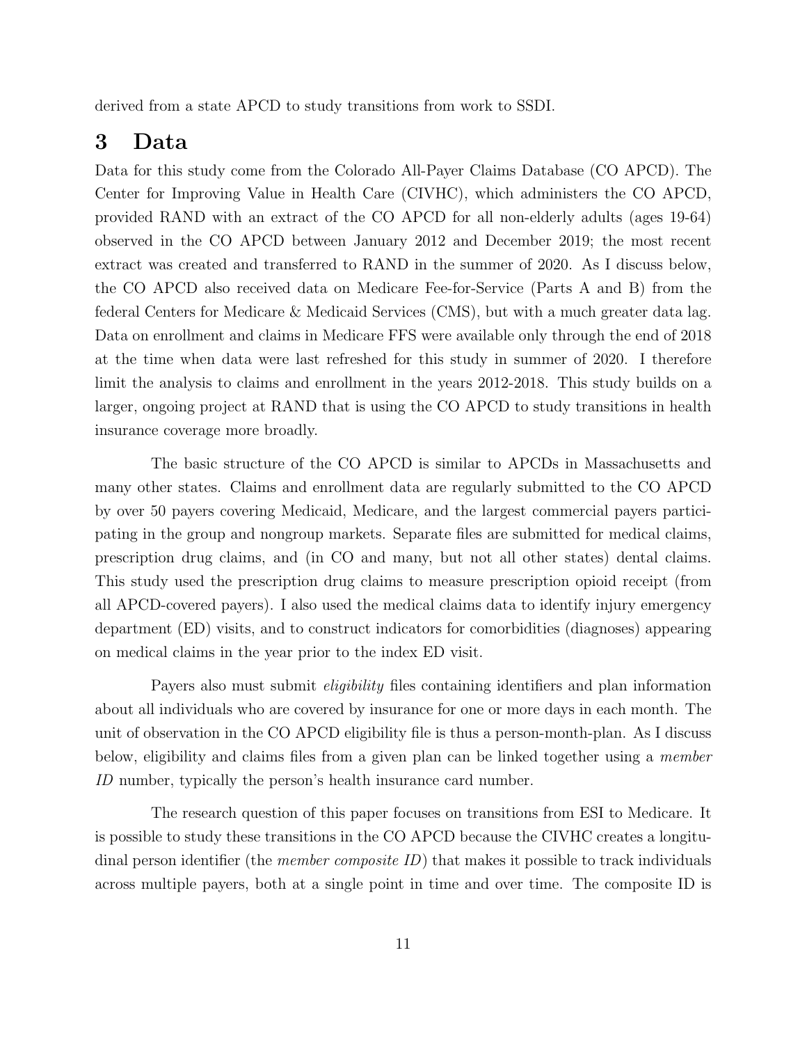derived from a state APCD to study transitions from work to SSDI.

# 3 Data

Data for this study come from the Colorado All-Payer Claims Database (CO APCD). The Center for Improving Value in Health Care (CIVHC), which administers the CO APCD, provided RAND with an extract of the CO APCD for all non-elderly adults (ages 19-64) observed in the CO APCD between January 2012 and December 2019; the most recent extract was created and transferred to RAND in the summer of 2020. As I discuss below, the CO APCD also received data on Medicare Fee-for-Service (Parts A and B) from the federal Centers for Medicare & Medicaid Services (CMS), but with a much greater data lag. Data on enrollment and claims in Medicare FFS were available only through the end of 2018 at the time when data were last refreshed for this study in summer of 2020. I therefore limit the analysis to claims and enrollment in the years 2012-2018. This study builds on a larger, ongoing project at RAND that is using the CO APCD to study transitions in health insurance coverage more broadly.

The basic structure of the CO APCD is similar to APCDs in Massachusetts and many other states. Claims and enrollment data are regularly submitted to the CO APCD by over 50 payers covering Medicaid, Medicare, and the largest commercial payers participating in the group and nongroup markets. Separate files are submitted for medical claims, prescription drug claims, and (in CO and many, but not all other states) dental claims. This study used the prescription drug claims to measure prescription opioid receipt (from all APCD-covered payers). I also used the medical claims data to identify injury emergency department (ED) visits, and to construct indicators for comorbidities (diagnoses) appearing on medical claims in the year prior to the index ED visit.

Payers also must submit *eligibility* files containing identifiers and plan information about all individuals who are covered by insurance for one or more days in each month. The unit of observation in the CO APCD eligibility file is thus a person-month-plan. As I discuss below, eligibility and claims files from a given plan can be linked together using a *member ID* number, typically the person's health insurance card number.

The research question of this paper focuses on transitions from ESI to Medicare. It is possible to study these transitions in the CO APCD because the CIVHC creates a longitudinal person identifier (the *member composite ID*) that makes it possible to track individuals across multiple payers, both at a single point in time and over time. The composite ID is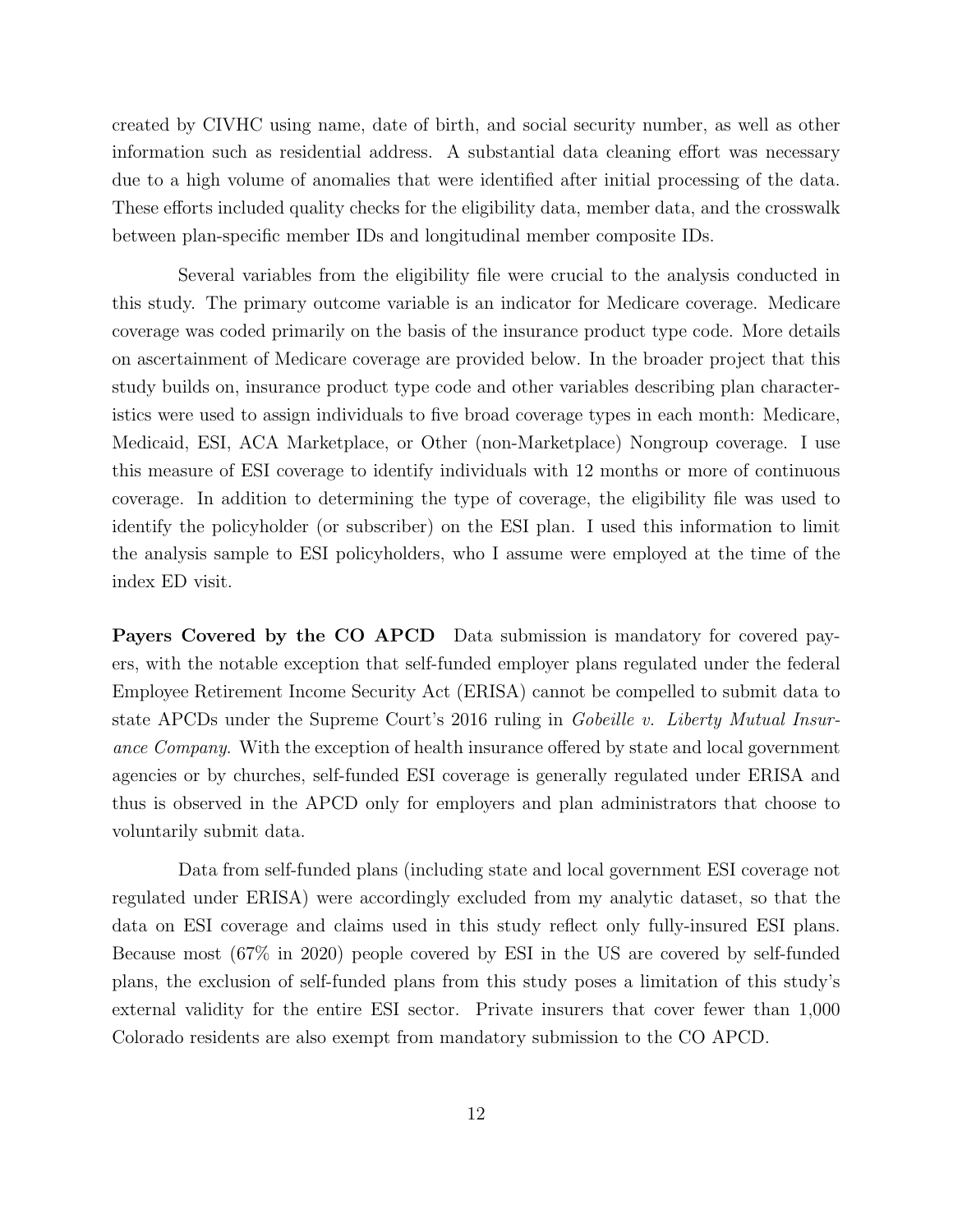created by CIVHC using name, date of birth, and social security number, as well as other information such as residential address. A substantial data cleaning effort was necessary due to a high volume of anomalies that were identified after initial processing of the data. These efforts included quality checks for the eligibility data, member data, and the crosswalk between plan-specific member IDs and longitudinal member composite IDs.

Several variables from the eligibility file were crucial to the analysis conducted in this study. The primary outcome variable is an indicator for Medicare coverage. Medicare coverage was coded primarily on the basis of the insurance product type code. More details on ascertainment of Medicare coverage are provided below. In the broader project that this study builds on, insurance product type code and other variables describing plan characteristics were used to assign individuals to five broad coverage types in each month: Medicare, Medicaid, ESI, ACA Marketplace, or Other (non-Marketplace) Nongroup coverage. I use this measure of ESI coverage to identify individuals with 12 months or more of continuous coverage. In addition to determining the type of coverage, the eligibility file was used to identify the policyholder (or subscriber) on the ESI plan. I used this information to limit the analysis sample to ESI policyholders, who I assume were employed at the time of the index ED visit.

**Payers Covered by the CO APCD** Data submission is mandatory for covered payers, with the notable exception that self-funded employer plans regulated under the federal Employee Retirement Income Security Act (ERISA) cannot be compelled to submit data to state APCDs under the Supreme Court's 2016 ruling in *Gobeille v. Liberty Mutual Insurance Company*. With the exception of health insurance offered by state and local government agencies or by churches, self-funded ESI coverage is generally regulated under ERISA and thus is observed in the APCD only for employers and plan administrators that choose to voluntarily submit data.

Data from self-funded plans (including state and local government ESI coverage not regulated under ERISA) were accordingly excluded from my analytic dataset, so that the data on ESI coverage and claims used in this study reflect only fully-insured ESI plans. Because most (67% in 2020) people covered by ESI in the US are covered by self-funded plans, the exclusion of self-funded plans from this study poses a limitation of this study's external validity for the entire ESI sector. Private insurers that cover fewer than 1,000 Colorado residents are also exempt from mandatory submission to the CO APCD.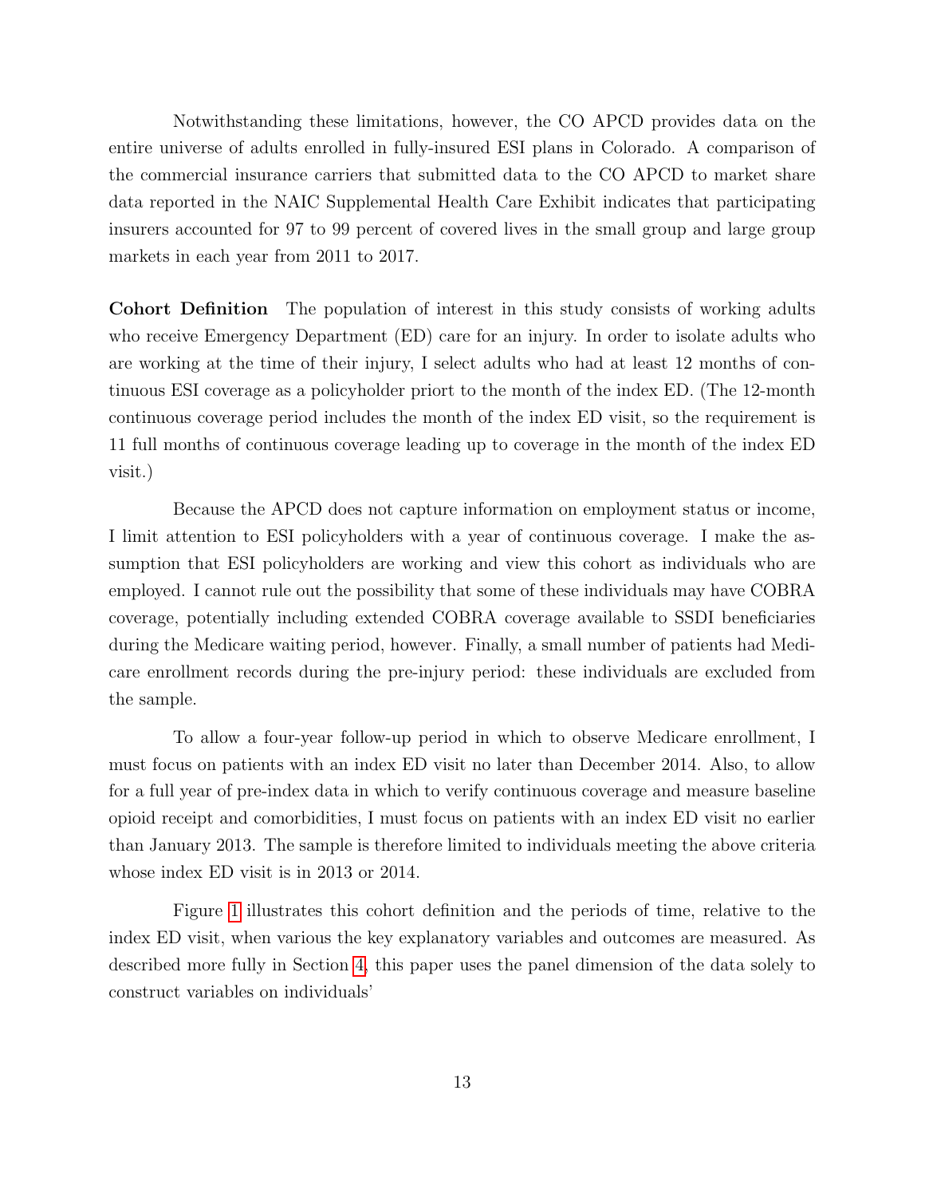Notwithstanding these limitations, however, the CO APCD provides data on the entire universe of adults enrolled in fully-insured ESI plans in Colorado. A comparison of the commercial insurance carriers that submitted data to the CO APCD to market share data reported in the NAIC Supplemental Health Care Exhibit indicates that participating insurers accounted for 97 to 99 percent of covered lives in the small group and large group markets in each year from 2011 to 2017.

**Cohort Definition** The population of interest in this study consists of working adults who receive Emergency Department (ED) care for an injury. In order to isolate adults who are working at the time of their injury, I select adults who had at least 12 months of continuous ESI coverage as a policyholder priort to the month of the index ED. (The 12-month continuous coverage period includes the month of the index ED visit, so the requirement is 11 full months of continuous coverage leading up to coverage in the month of the index ED visit.)

Because the APCD does not capture information on employment status or income, I limit attention to ESI policyholders with a year of continuous coverage. I make the assumption that ESI policyholders are working and view this cohort as individuals who are employed. I cannot rule out the possibility that some of these individuals may have COBRA coverage, potentially including extended COBRA coverage available to SSDI beneficiaries during the Medicare waiting period, however. Finally, a small number of patients had Medicare enrollment records during the pre-injury period: these individuals are excluded from the sample.

To allow a four-year follow-up period in which to observe Medicare enrollment, I must focus on patients with an index ED visit no later than December 2014. Also, to allow for a full year of pre-index data in which to verify continuous coverage and measure baseline opioid receipt and comorbidities, I must focus on patients with an index ED visit no earlier than January 2013. The sample is therefore limited to individuals meeting the above criteria whose index ED visit is in 2013 or 2014.

Figure 1 illustrates this cohort definition and the periods of time, relative to the index ED visit, when various the key explanatory variables and outcomes are measured. As described more fully in Section 4, this paper uses the panel dimension of the data solely to construct variables on individuals'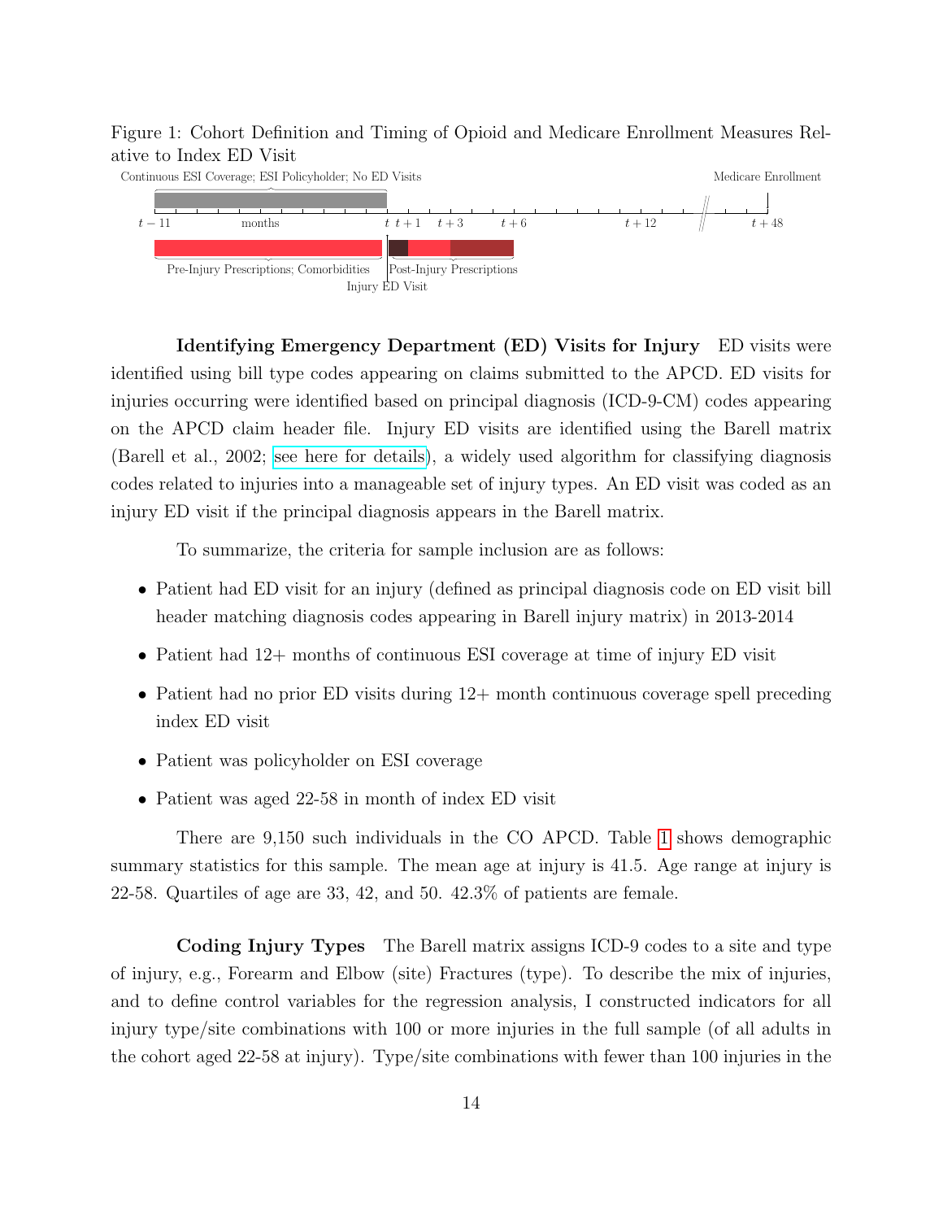Figure 1: Cohort Definition and Timing of Opioid and Medicare Enrollment Measures Relative to Index ED Visit

Continuous ESI Coverage; ESI Policyholder; No ED Visits

Medicare Enrollment

$t-11$ months $t$ $t+1$ $t+3$ $t+6$ $t+12$ $t+48$

Pre-Injury Prescriptions; Comorbidities

Post-Injury Prescriptions

Injury ED Visit

**Identifying Emergency Department (ED) Visits for Injury** ED visits were identified using bill type codes appearing on claims submitted to the APCD. ED visits for injuries occurring were identified based on principal diagnosis (ICD-9-CM) codes appearing on the APCD claim header file. Injury ED visits are identified using the Barell matrix (Barell et al., 2002; see here for details), a widely used algorithm for classifying diagnosis codes related to injuries into a manageable set of injury types. An ED visit was coded as an injury ED visit if the principal diagnosis appears in the Barell matrix.

To summarize, the criteria for sample inclusion are as follows:

- Patient had ED visit for an injury (defined as principal diagnosis code on ED visit bill header matching diagnosis codes appearing in Barell injury matrix) in 2013-2014
- Patient had 12+ months of continuous ESI coverage at time of injury ED visit
- Patient had no prior ED visits during 12+ month continuous coverage spell preceding index ED visit
- Patient was policyholder on ESI coverage
- Patient was aged 22-58 in month of index ED visit

There are 9,150 such individuals in the CO APCD. Table 1 shows demographic summary statistics for this sample. The mean age at injury is 41.5. Age range at injury is 22-58. Quartiles of age are 33, 42, and 50. 42.3% of patients are female.

**Coding Injury Types** The Barell matrix assigns ICD-9 codes to a site and type of injury, e.g., Forearm and Elbow (site) Fractures (type). To describe the mix of injuries, and to define control variables for the regression analysis, I constructed indicators for all injury type/site combinations with 100 or more injuries in the full sample (of all adults in the cohort aged 22-58 at injury). Type/site combinations with fewer than 100 injuries in the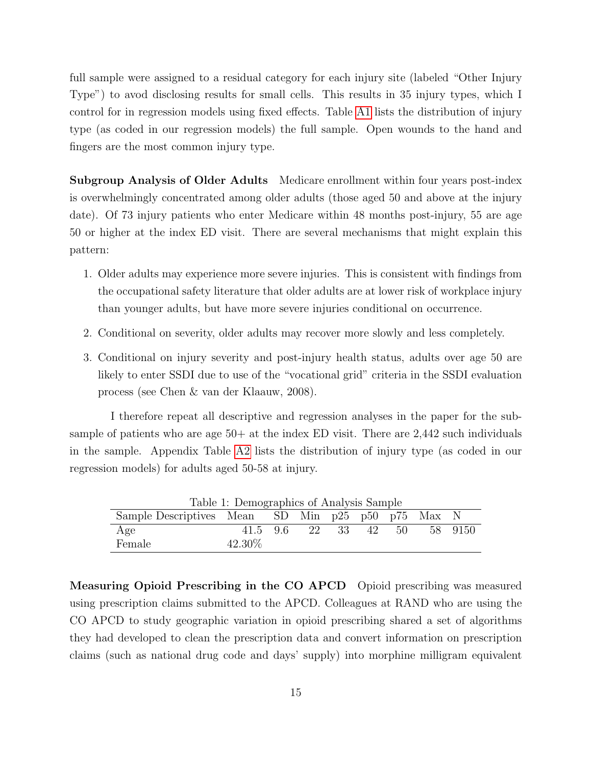full sample were assigned to a residual category for each injury site (labeled "Other Injury Type") to avod disclosing results for small cells. This results in 35 injury types, which I control for in regression models using fixed effects. Table A1 lists the distribution of injury type (as coded in our regression models) the full sample. Open wounds to the hand and fingers are the most common injury type.

**Subgroup Analysis of Older Adults** Medicare enrollment within four years post-index is overwhelmingly concentrated among older adults (those aged 50 and above at the injury date). Of 73 injury patients who enter Medicare within 48 months post-injury, 55 are age 50 or higher at the index ED visit. There are several mechanisms that might explain this pattern:

1. Older adults may experience more severe injuries. This is consistent with findings from the occupational safety literature that older adults are at lower risk of workplace injury than younger adults, but have more severe injuries conditional on occurrence.
2. Conditional on severity, older adults may recover more slowly and less completely.
3. Conditional on injury severity and post-injury health status, adults over age 50 are likely to enter SSDI due to use of the "vocational grid" criteria in the SSDI evaluation process (see Chen & van der Klaauw, 2008).

I therefore repeat all descriptive and regression analyses in the paper for the subsample of patients who are age 50+ at the index ED visit. There are 2,442 such individuals in the sample. Appendix Table A2 lists the distribution of injury type (as coded in our regression models) for adults aged 50-58 at injury.

Table 1: Demographics of Analysis Sample

| Sample Descriptives | Mean | SD | Min | p25 | p50 | p75 | Max | N |
|---|---|---|---|---|---|---|---|---|
| Age | 41.5 | 9.6 | 22 | 33 | 42 | 50 | 58 | 9150 |
| Female | 42.30% | | | | | | | |

**Measuring Opioid Prescribing in the CO APCD** Opioid prescribing was measured using prescription claims submitted to the APCD. Colleagues at RAND who are using the CO APCD to study geographic variation in opioid prescribing shared a set of algorithms they had developed to clean the prescription data and convert information on prescription claims (such as national drug code and days' supply) into morphine milligram equivalent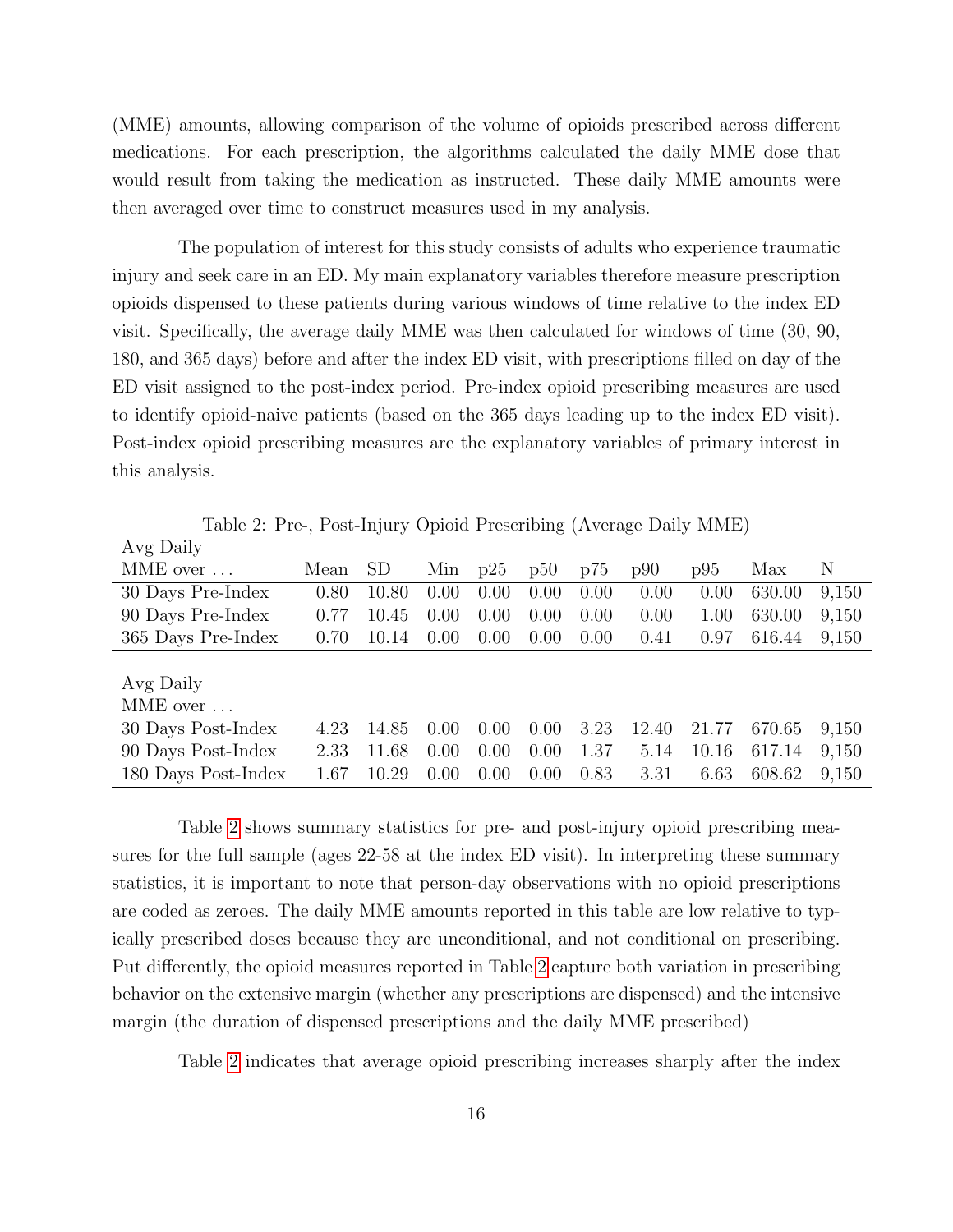(MME) amounts, allowing comparison of the volume of opioids prescribed across different medications. For each prescription, the algorithms calculated the daily MME dose that would result from taking the medication as instructed. These daily MME amounts were then averaged over time to construct measures used in my analysis.

The population of interest for this study consists of adults who experience traumatic injury and seek care in an ED. My main explanatory variables therefore measure prescription opioids dispensed to these patients during various windows of time relative to the index ED visit. Specifically, the average daily MME was then calculated for windows of time (30, 90, 180, and 365 days) before and after the index ED visit, with prescriptions filled on day of the ED visit assigned to the post-index period. Pre-index opioid prescribing measures are used to identify opioid-naive patients (based on the 365 days leading up to the index ED visit). Post-index opioid prescribing measures are the explanatory variables of primary interest in this analysis.

Table 2: Pre-, Post-Injury Opioid Prescribing (Average Daily MME)

| Avg Daily MME over … | Mean | SD | Min | p25 | p50 | p75 | p90 | p95 | Max | N |
|---|---|---|---|---|---|---|---|---|---|---|
| 30 Days Pre-Index | 0.80 | 10.80 | 0.00 | 0.00 | 0.00 | 0.00 | 0.00 | 0.00 | 630.00 | 9,150 |
| 90 Days Pre-Index | 0.77 | 10.45 | 0.00 | 0.00 | 0.00 | 0.00 | 0.00 | 1.00 | 630.00 | 9,150 |
| 365 Days Pre-Index | 0.70 | 10.14 | 0.00 | 0.00 | 0.00 | 0.00 | 0.41 | 0.97 | 616.44 | 9,150 |
| **Avg Daily MME over …** | | | | | | | | | | |
| 30 Days Post-Index | 4.23 | 14.85 | 0.00 | 0.00 | 0.00 | 3.23 | 12.40 | 21.77 | 670.65 | 9,150 |
| 90 Days Post-Index | 2.33 | 11.68 | 0.00 | 0.00 | 0.00 | 1.37 | 5.14 | 10.16 | 617.14 | 9,150 |
| 180 Days Post-Index | 1.67 | 10.29 | 0.00 | 0.00 | 0.00 | 0.83 | 3.31 | 6.63 | 608.62 | 9,150 |

Table 2 shows summary statistics for pre- and post-injury opioid prescribing measures for the full sample (ages 22-58 at the index ED visit). In interpreting these summary statistics, it is important to note that person-day observations with no opioid prescriptions are coded as zeroes. The daily MME amounts reported in this table are low relative to typically prescribed doses because they are unconditional, and not conditional on prescribing. Put differently, the opioid measures reported in Table 2 capture both variation in prescribing behavior on the extensive margin (whether any prescriptions are dispensed) and the intensive margin (the duration of dispensed prescriptions and the daily MME prescribed)

Table 2 indicates that average opioid prescribing increases sharply after the index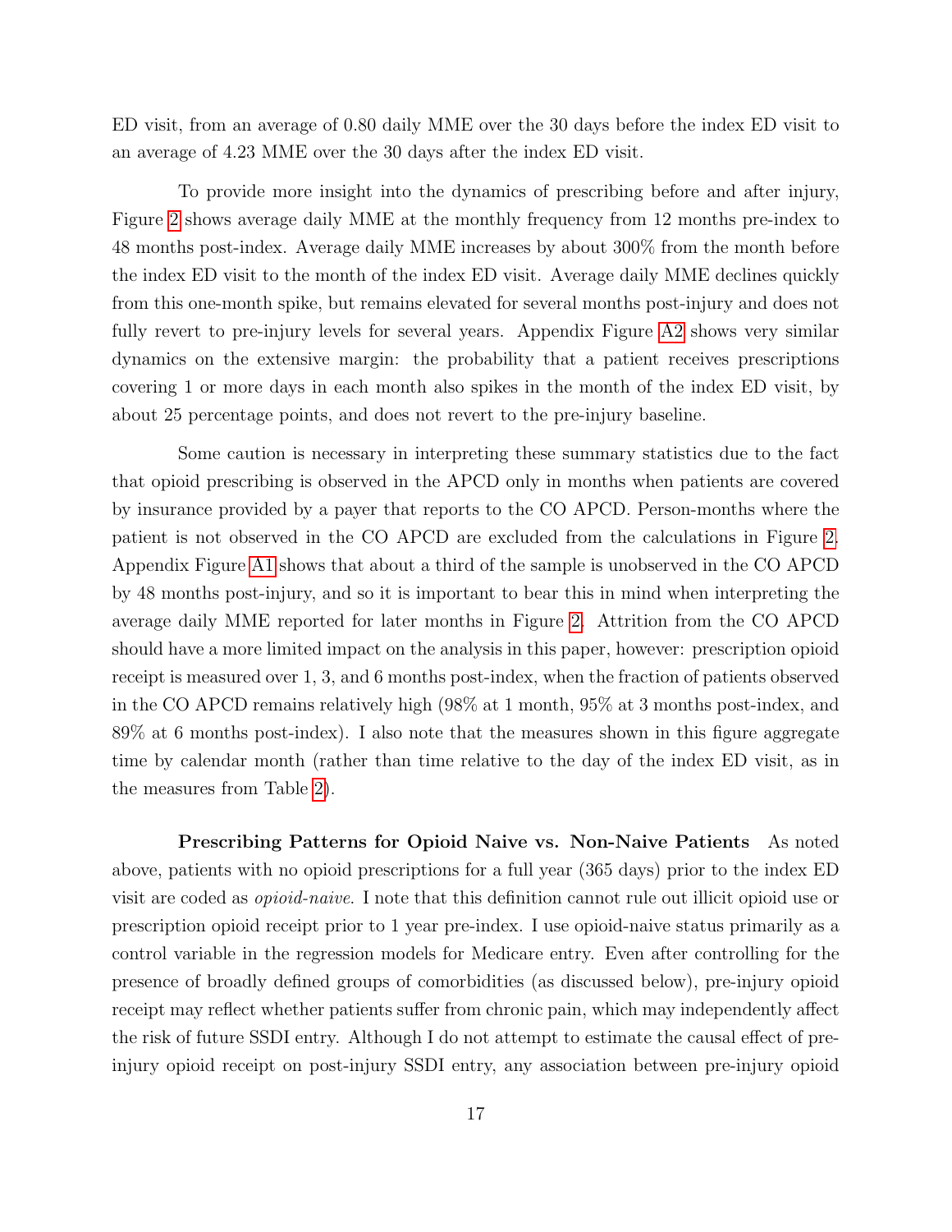ED visit, from an average of 0.80 daily MME over the 30 days before the index ED visit to an average of 4.23 MME over the 30 days after the index ED visit.

To provide more insight into the dynamics of prescribing before and after injury, Figure 2 shows average daily MME at the monthly frequency from 12 months pre-index to 48 months post-index. Average daily MME increases by about 300% from the month before the index ED visit to the month of the index ED visit. Average daily MME declines quickly from this one-month spike, but remains elevated for several months post-injury and does not fully revert to pre-injury levels for several years. Appendix Figure A2 shows very similar dynamics on the extensive margin: the probability that a patient receives prescriptions covering 1 or more days in each month also spikes in the month of the index ED visit, by about 25 percentage points, and does not revert to the pre-injury baseline.

Some caution is necessary in interpreting these summary statistics due to the fact that opioid prescribing is observed in the APCD only in months when patients are covered by insurance provided by a payer that reports to the CO APCD. Person-months where the patient is not observed in the CO APCD are excluded from the calculations in Figure 2. Appendix Figure A1 shows that about a third of the sample is unobserved in the CO APCD by 48 months post-injury, and so it is important to bear this in mind when interpreting the average daily MME reported for later months in Figure 2. Attrition from the CO APCD should have a more limited impact on the analysis in this paper, however: prescription opioid receipt is measured over 1, 3, and 6 months post-index, when the fraction of patients observed in the CO APCD remains relatively high (98% at 1 month, 95% at 3 months post-index, and 89% at 6 months post-index). I also note that the measures shown in this figure aggregate time by calendar month (rather than time relative to the day of the index ED visit, as in the measures from Table 2).

**Prescribing Patterns for Opioid Naive vs. Non-Naive Patients** As noted above, patients with no opioid prescriptions for a full year (365 days) prior to the index ED visit are coded as *opioid-naive*. I note that this definition cannot rule out illicit opioid use or prescription opioid receipt prior to 1 year pre-index. I use opioid-naive status primarily as a control variable in the regression models for Medicare entry. Even after controlling for the presence of broadly defined groups of comorbidities (as discussed below), pre-injury opioid receipt may reflect whether patients suffer from chronic pain, which may independently affect the risk of future SSDI entry. Although I do not attempt to estimate the causal effect of pre-injury opioid receipt on post-injury SSDI entry, any association between pre-injury opioid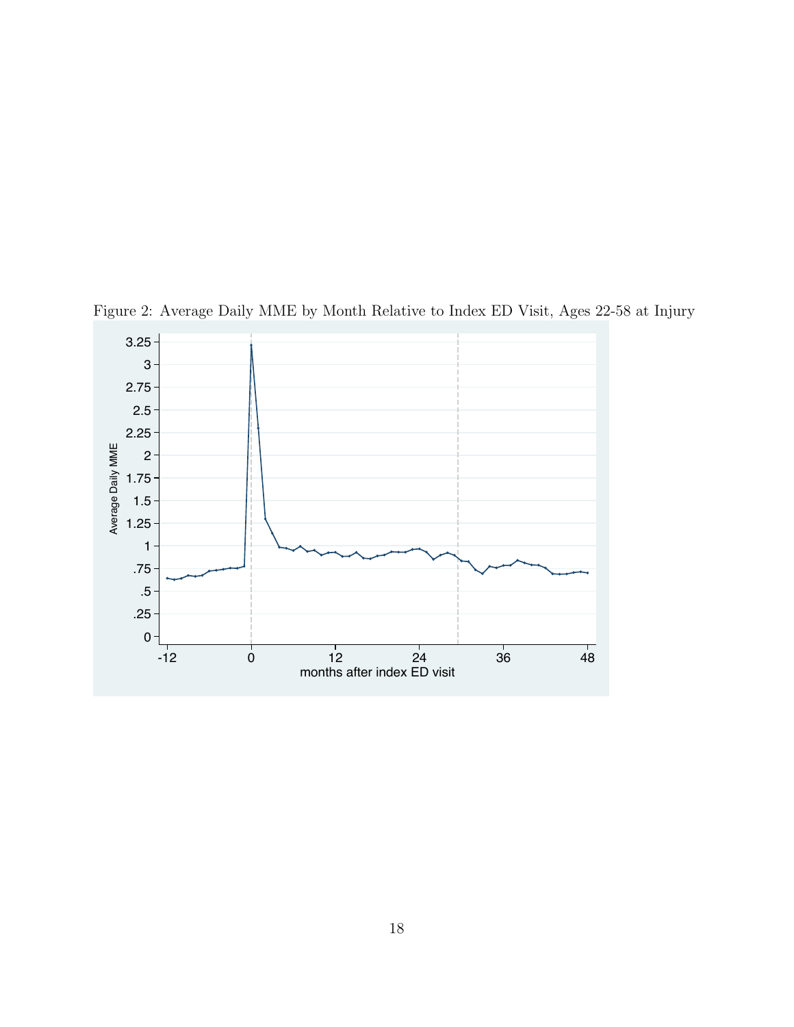Figure 2: Average Daily MME by Month Relative to Index ED Visit, Ages 22-58 at Injury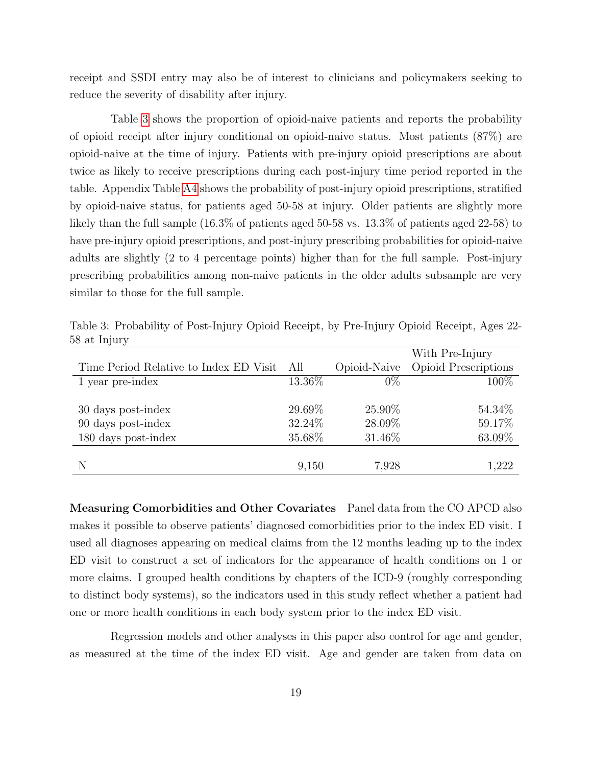receipt and SSDI entry may also be of interest to clinicians and policymakers seeking to reduce the severity of disability after injury.

Table 3 shows the proportion of opioid-naive patients and reports the probability of opioid receipt after injury conditional on opioid-naive status. Most patients (87%) are opioid-naive at the time of injury. Patients with pre-injury opioid prescriptions are about twice as likely to receive prescriptions during each post-injury time period reported in the table. Appendix Table A4 shows the probability of post-injury opioid prescriptions, stratified by opioid-naive status, for patients aged 50-58 at injury. Older patients are slightly more likely than the full sample (16.3% of patients aged 50-58 vs. 13.3% of patients aged 22-58) to have pre-injury opioid prescriptions, and post-injury prescribing probabilities for opioid-naive adults are slightly (2 to 4 percentage points) higher than for the full sample. Post-injury prescribing probabilities among non-naive patients in the older adults subsample are very similar to those for the full sample.

Table 3: Probability of Post-Injury Opioid Receipt, by Pre-Injury Opioid Receipt, Ages 22-58 at Injury

| Time Period Relative to Index ED Visit | All | Opioid-Naive | With Pre-Injury Opioid Prescriptions |
|---|---|---|---|
| 1 year pre-index | 13.36% | 0% | 100% |
| | | | |
| 30 days post-index | 29.69% | 25.90% | 54.34% |
| 90 days post-index | 32.24% | 28.09% | 59.17% |
| 180 days post-index | 35.68% | 31.46% | 63.09% |
| | | | |
| N | 9,150 | 7,928 | 1,222 |

**Measuring Comorbidities and Other Covariates** Panel data from the CO APCD also makes it possible to observe patients' diagnosed comorbidities prior to the index ED visit. I used all diagnoses appearing on medical claims from the 12 months leading up to the index ED visit to construct a set of indicators for the appearance of health conditions on 1 or more claims. I grouped health conditions by chapters of the ICD-9 (roughly corresponding to distinct body systems), so the indicators used in this study reflect whether a patient had one or more health conditions in each body system prior to the index ED visit.

Regression models and other analyses in this paper also control for age and gender, as measured at the time of the index ED visit. Age and gender are taken from data on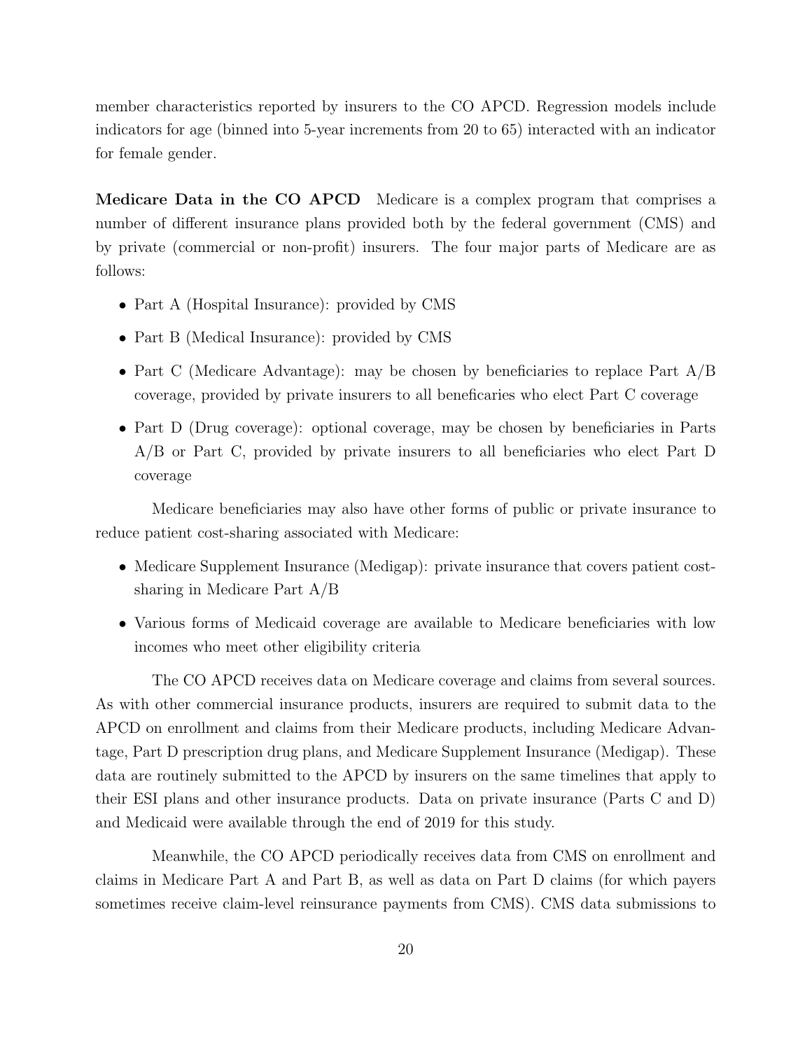member characteristics reported by insurers to the CO APCD. Regression models include indicators for age (binned into 5-year increments from 20 to 65) interacted with an indicator for female gender.

**Medicare Data in the CO APCD** Medicare is a complex program that comprises a number of different insurance plans provided both by the federal government (CMS) and by private (commercial or non-profit) insurers. The four major parts of Medicare are as follows:

- Part A (Hospital Insurance): provided by CMS
- Part B (Medical Insurance): provided by CMS
- Part C (Medicare Advantage): may be chosen by beneficiaries to replace Part A/B coverage, provided by private insurers to all beneficiaries who elect Part C coverage
- Part D (Drug coverage): optional coverage, may be chosen by beneficiaries in Parts A/B or Part C, provided by private insurers to all beneficiaries who elect Part D coverage

Medicare beneficiaries may also have other forms of public or private insurance to reduce patient cost-sharing associated with Medicare:

- Medicare Supplement Insurance (Medigap): private insurance that covers patient cost-sharing in Medicare Part A/B
- Various forms of Medicaid coverage are available to Medicare beneficiaries with low incomes who meet other eligibility criteria

The CO APCD receives data on Medicare coverage and claims from several sources. As with other commercial insurance products, insurers are required to submit data to the APCD on enrollment and claims from their Medicare products, including Medicare Advantage, Part D prescription drug plans, and Medicare Supplement Insurance (Medigap). These data are routinely submitted to the APCD by insurers on the same timelines that apply to their ESI plans and other insurance products. Data on private insurance (Parts C and D) and Medicaid were available through the end of 2019 for this study.

Meanwhile, the CO APCD periodically receives data from CMS on enrollment and claims in Medicare Part A and Part B, as well as data on Part D claims (for which payers sometimes receive claim-level reinsurance payments from CMS). CMS data submissions to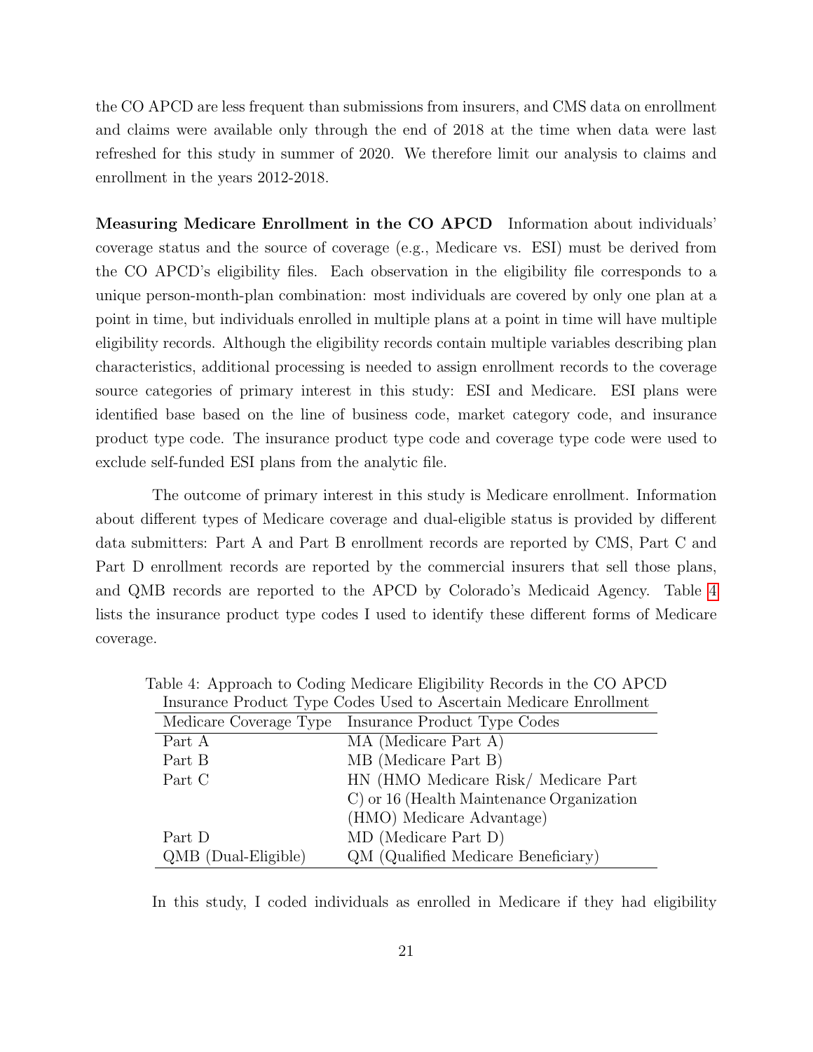the CO APCD are less frequent than submissions from insurers, and CMS data on enrollment and claims were available only through the end of 2018 at the time when data were last refreshed for this study in summer of 2020. We therefore limit our analysis to claims and enrollment in the years 2012-2018.

**Measuring Medicare Enrollment in the CO APCD** Information about individuals' coverage status and the source of coverage (e.g., Medicare vs. ESI) must be derived from the CO APCD's eligibility files. Each observation in the eligibility file corresponds to a unique person-month-plan combination: most individuals are covered by only one plan at a point in time, but individuals enrolled in multiple plans at a point in time will have multiple eligibility records. Although the eligibility records contain multiple variables describing plan characteristics, additional processing is needed to assign enrollment records to the coverage source categories of primary interest in this study: ESI and Medicare. ESI plans were identified base based on the line of business code, market category code, and insurance product type code. The insurance product type code and coverage type code were used to exclude self-funded ESI plans from the analytic file.

The outcome of primary interest in this study is Medicare enrollment. Information about different types of Medicare coverage and dual-eligible status is provided by different data submitters: Part A and Part B enrollment records are reported by CMS, Part C and Part D enrollment records are reported by the commercial insurers that sell those plans, and QMB records are reported to the APCD by Colorado's Medicaid Agency. Table 4 lists the insurance product type codes I used to identify these different forms of Medicare coverage.

Table 4: Approach to Coding Medicare Eligibility Records in the CO APCD

Insurance Product Type Codes Used to Ascertain Medicare Enrollment

| Medicare Coverage Type | Insurance Product Type Codes |
|---|---|
| Part A | MA (Medicare Part A) |
| Part B | MB (Medicare Part B) |
| Part C | HN (HMO Medicare Risk/ Medicare Part C) or 16 (Health Maintenance Organization (HMO) Medicare Advantage) |
| Part D | MD (Medicare Part D) |
| QMB (Dual-Eligible) | QM (Qualified Medicare Beneficiary) |

In this study, I coded individuals as enrolled in Medicare if they had eligibility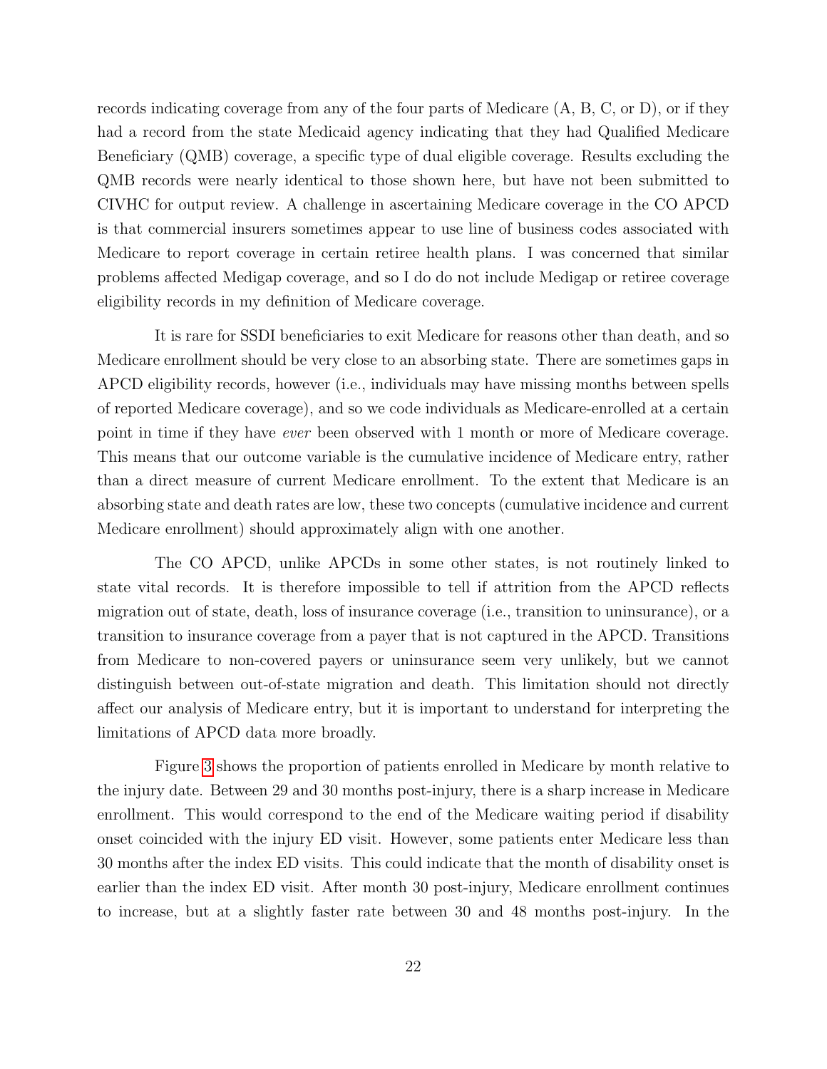records indicating coverage from any of the four parts of Medicare (A, B, C, or D), or if they had a record from the state Medicaid agency indicating that they had Qualified Medicare Beneficiary (QMB) coverage, a specific type of dual eligible coverage. Results excluding the QMB records were nearly identical to those shown here, but have not been submitted to CIVHC for output review. A challenge in ascertaining Medicare coverage in the CO APCD is that commercial insurers sometimes appear to use line of business codes associated with Medicare to report coverage in certain retiree health plans. I was concerned that similar problems affected Medigap coverage, and so I do do not include Medigap or retiree coverage eligibility records in my definition of Medicare coverage.

It is rare for SSDI beneficiaries to exit Medicare for reasons other than death, and so Medicare enrollment should be very close to an absorbing state. There are sometimes gaps in APCD eligibility records, however (i.e., individuals may have missing months between spells of reported Medicare coverage), and so we code individuals as Medicare-enrolled at a certain point in time if they have *ever* been observed with 1 month or more of Medicare coverage. This means that our outcome variable is the cumulative incidence of Medicare entry, rather than a direct measure of current Medicare enrollment. To the extent that Medicare is an absorbing state and death rates are low, these two concepts (cumulative incidence and current Medicare enrollment) should approximately align with one another.

The CO APCD, unlike APCDs in some other states, is not routinely linked to state vital records. It is therefore impossible to tell if attrition from the APCD reflects migration out of state, death, loss of insurance coverage (i.e., transition to uninsurance), or a transition to insurance coverage from a payer that is not captured in the APCD. Transitions from Medicare to non-covered payers or uninsurance seem very unlikely, but we cannot distinguish between out-of-state migration and death. This limitation should not directly affect our analysis of Medicare entry, but it is important to understand for interpreting the limitations of APCD data more broadly.

Figure 3 shows the proportion of patients enrolled in Medicare by month relative to the injury date. Between 29 and 30 months post-injury, there is a sharp increase in Medicare enrollment. This would correspond to the end of the Medicare waiting period if disability onset coincided with the injury ED visit. However, some patients enter Medicare less than 30 months after the index ED visits. This could indicate that the month of disability onset is earlier than the index ED visit. After month 30 post-injury, Medicare enrollment continues to increase, but at a slightly faster rate between 30 and 48 months post-injury. In the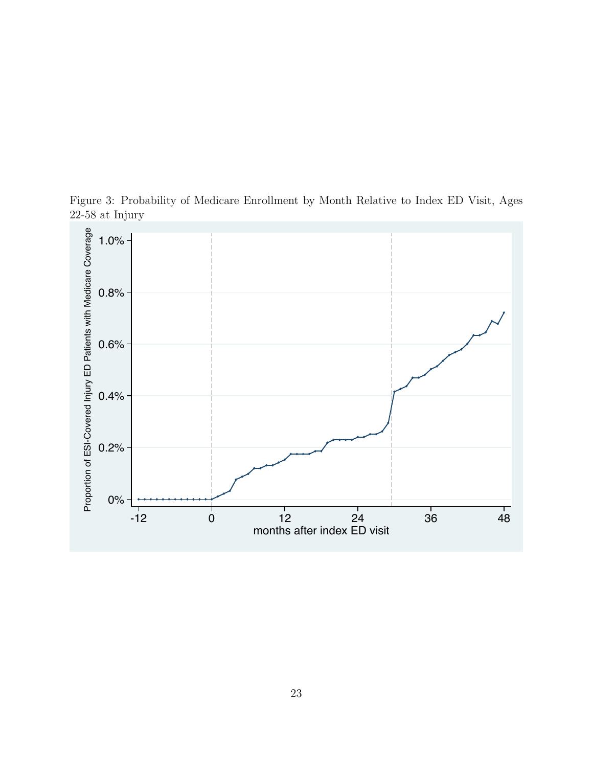Figure 3: Probability of Medicare Enrollment by Month Relative to Index ED Visit, Ages 22-58 at Injury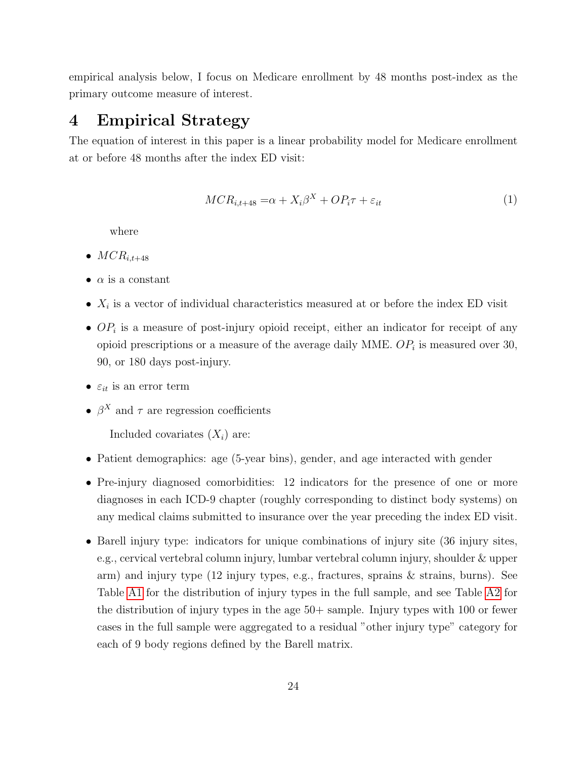empirical analysis below, I focus on Medicare enrollment by 48 months post-index as the primary outcome measure of interest.

# 4 Empirical Strategy

The equation of interest in this paper is a linear probability model for Medicare enrollment at or before 48 months after the index ED visit:

$$MCR_{i,t+48} = \alpha + X_i\beta^X + OP_i\tau + \varepsilon_{it} \tag{1}$$

where

- $MCR_{i,t+48}$
- $\alpha$ is a constant
- $X_i$ is a vector of individual characteristics measured at or before the index ED visit
- $OP_i$ is a measure of post-injury opioid receipt, either an indicator for receipt of any opioid prescriptions or a measure of the average daily MME. $OP_i$ is measured over 30, 90, or 180 days post-injury.
- $\varepsilon_{it}$ is an error term
- $\beta^X$ and $\tau$ are regression coefficients

Included covariates ($X_i$) are:

- Patient demographics: age (5-year bins), gender, and age interacted with gender
- Pre-injury diagnosed comorbidities: 12 indicators for the presence of one or more diagnoses in each ICD-9 chapter (roughly corresponding to distinct body systems) on any medical claims submitted to insurance over the year preceding the index ED visit.
- Barell injury type: indicators for unique combinations of injury site (36 injury sites, e.g., cervical vertebral column injury, lumbar vertebral column injury, shoulder & upper arm) and injury type (12 injury types, e.g., fractures, sprains & strains, burns). See Table A1 for the distribution of injury types in the full sample, and see Table A2 for the distribution of injury types in the age 50+ sample. Injury types with 100 or fewer cases in the full sample were aggregated to a residual "other injury type" category for each of 9 body regions defined by the Barell matrix.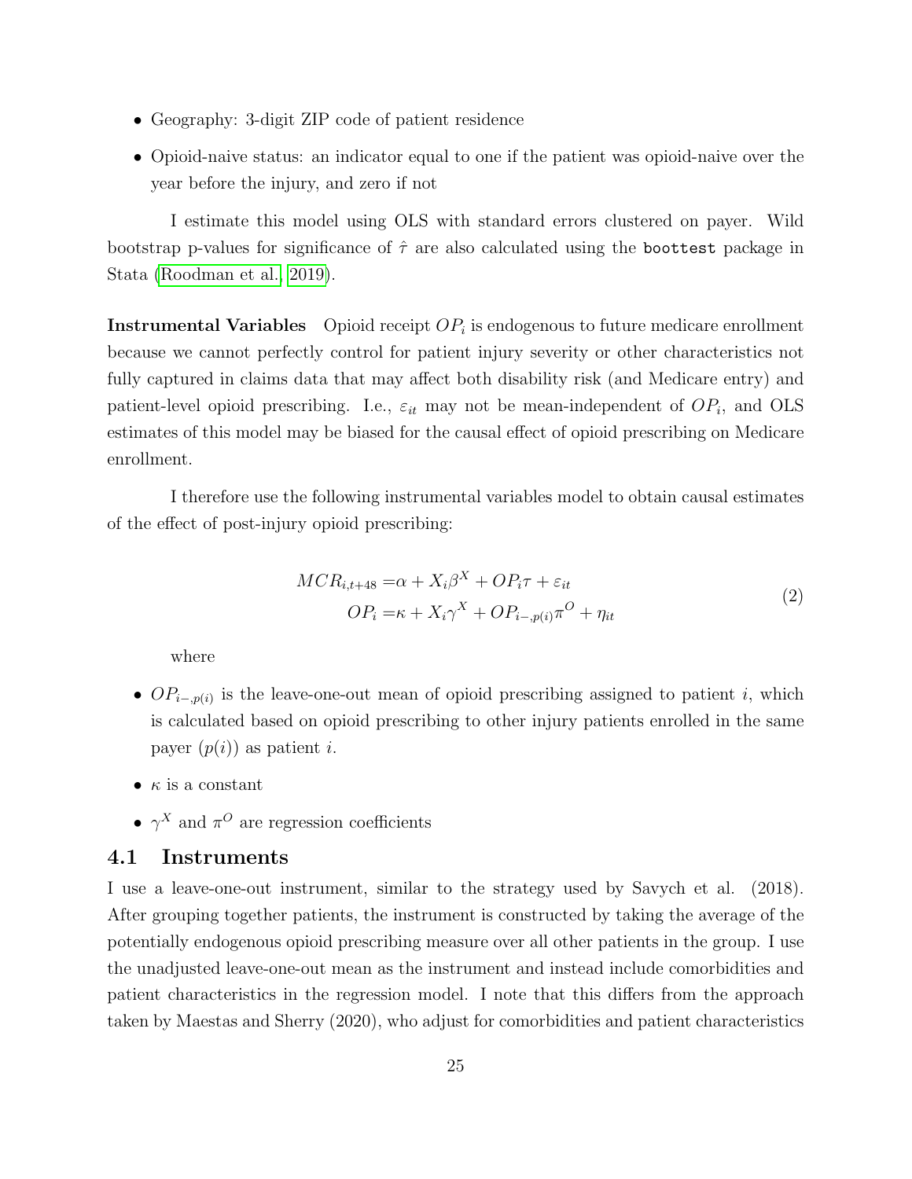- Geography: 3-digit ZIP code of patient residence
- Opioid-naive status: an indicator equal to one if the patient was opioid-naive over the year before the injury, and zero if not

I estimate this model using OLS with standard errors clustered on payer. Wild bootstrap p-values for significance of $\hat{\tau}$ are also calculated using the `boottest` package in Stata (Roodman et al., 2019).

**Instrumental Variables** Opioid receipt $OP_i$ is endogenous to future medicare enrollment because we cannot perfectly control for patient injury severity or other characteristics not fully captured in claims data that may affect both disability risk (and Medicare entry) and patient-level opioid prescribing. I.e., $\varepsilon_{it}$ may not be mean-independent of $OP_i$, and OLS estimates of this model may be biased for the causal effect of opioid prescribing on Medicare enrollment.

I therefore use the following instrumental variables model to obtain causal estimates of the effect of post-injury opioid prescribing:

$$
\begin{aligned}
MCR_{i,t+48} =& \alpha + X_i\beta^X + OP_i\tau + \varepsilon_{it} \\
OP_i =& \kappa + X_i\gamma^X + OP_{i-,p(i)}\pi^O + \eta_{it}
\end{aligned}
\tag{2}
$$

where

- $OP_{i-,p(i)}$ is the leave-one-out mean of opioid prescribing assigned to patient $i$, which is calculated based on opioid prescribing to other injury patients enrolled in the same payer ($p(i)$) as patient $i$.
- $\kappa$ is a constant
- $\gamma^X$ and $\pi^O$ are regression coefficients

## 4.1 Instruments

I use a leave-one-out instrument, similar to the strategy used by Savych et al. (2018). After grouping together patients, the instrument is constructed by taking the average of the potentially endogenous opioid prescribing measure over all other patients in the group. I use the unadjusted leave-one-out mean as the instrument and instead include comorbidities and patient characteristics in the regression model. I note that this differs from the approach taken by Maestas and Sherry (2020), who adjust for comorbidities and patient characteristics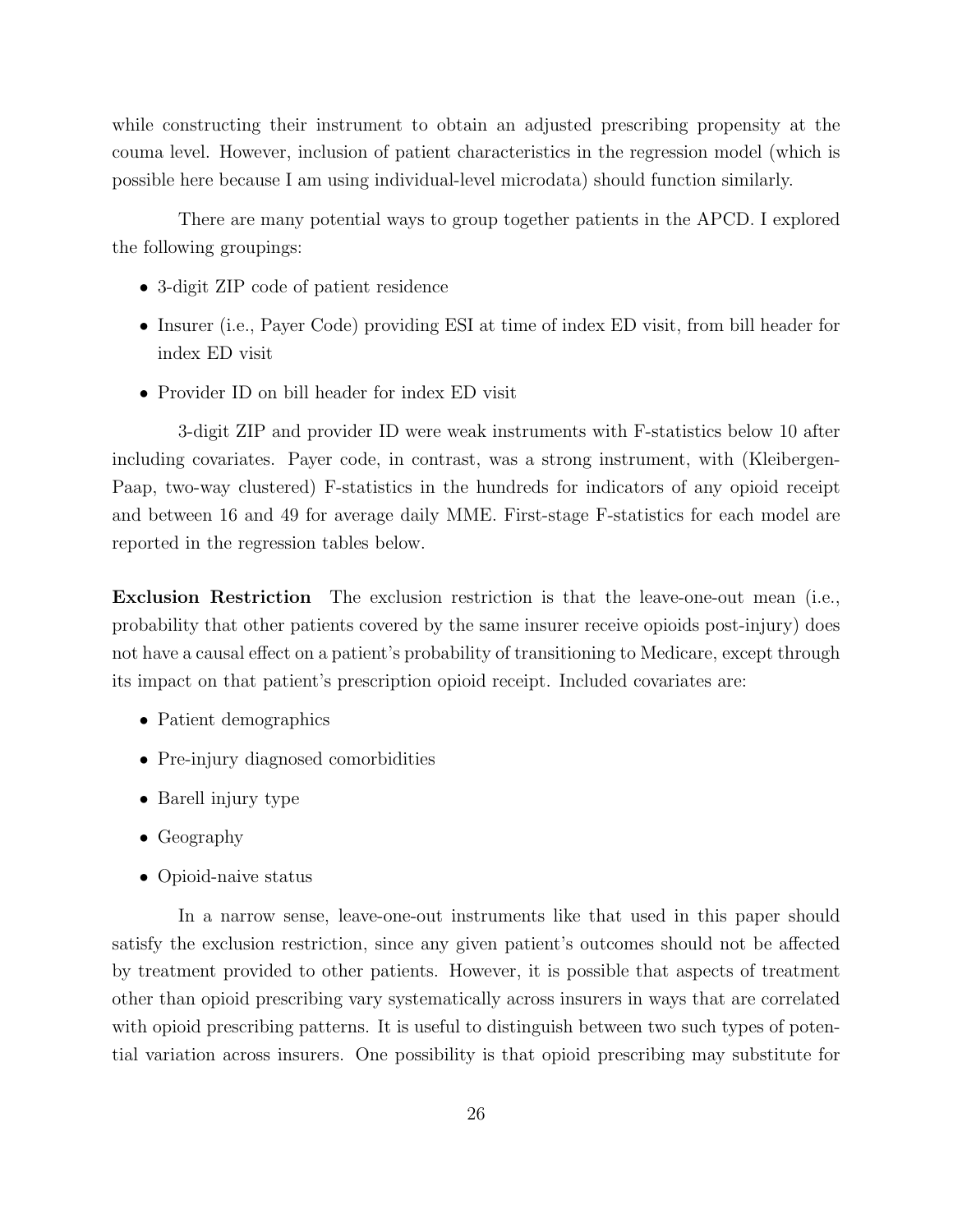while constructing their instrument to obtain an adjusted prescribing propensity at the couma level. However, inclusion of patient characteristics in the regression model (which is possible here because I am using individual-level microdata) should function similarly.

There are many potential ways to group together patients in the APCD. I explored the following groupings:

- 3-digit ZIP code of patient residence
- Insurer (i.e., Payer Code) providing ESI at time of index ED visit, from bill header for index ED visit
- Provider ID on bill header for index ED visit

3-digit ZIP and provider ID were weak instruments with F-statistics below 10 after including covariates. Payer code, in contrast, was a strong instrument, with (Kleibergen-Paap, two-way clustered) F-statistics in the hundreds for indicators of any opioid receipt and between 16 and 49 for average daily MME. First-stage F-statistics for each model are reported in the regression tables below.

**Exclusion Restriction** The exclusion restriction is that the leave-one-out mean (i.e., probability that other patients covered by the same insurer receive opioids post-injury) does not have a causal effect on a patient's probability of transitioning to Medicare, except through its impact on that patient's prescription opioid receipt. Included covariates are:

- Patient demographics
- Pre-injury diagnosed comorbidities
- Barell injury type
- Geography
- Opioid-naive status

In a narrow sense, leave-one-out instruments like that used in this paper should satisfy the exclusion restriction, since any given patient's outcomes should not be affected by treatment provided to other patients. However, it is possible that aspects of treatment other than opioid prescribing vary systematically across insurers in ways that are correlated with opioid prescribing patterns. It is useful to distinguish between two such types of potential variation across insurers. One possibility is that opioid prescribing may substitute for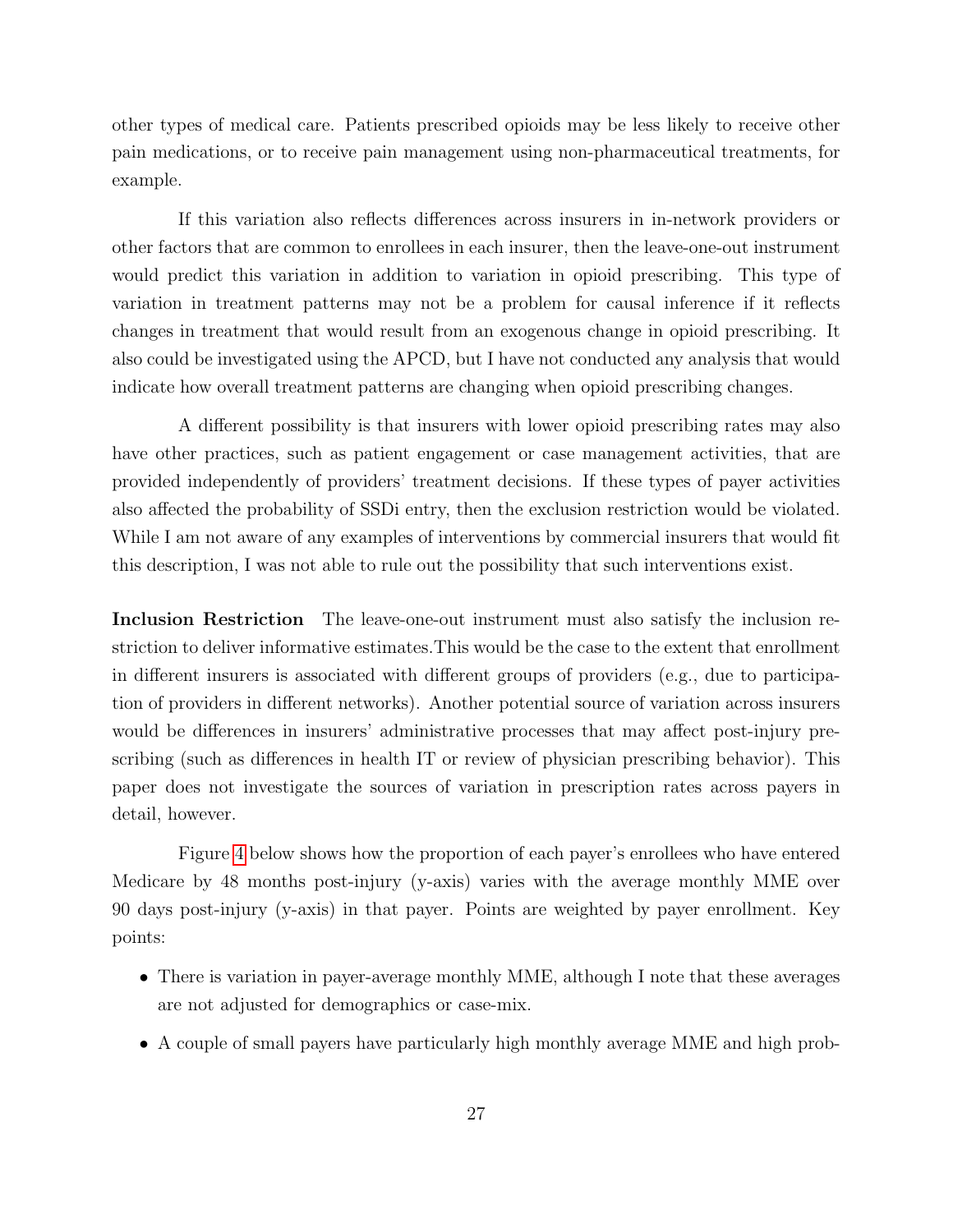other types of medical care. Patients prescribed opioids may be less likely to receive other pain medications, or to receive pain management using non-pharmaceutical treatments, for example.

If this variation also reflects differences across insurers in in-network providers or other factors that are common to enrollees in each insurer, then the leave-one-out instrument would predict this variation in addition to variation in opioid prescribing. This type of variation in treatment patterns may not be a problem for causal inference if it reflects changes in treatment that would result from an exogenous change in opioid prescribing. It also could be investigated using the APCD, but I have not conducted any analysis that would indicate how overall treatment patterns are changing when opioid prescribing changes.

A different possibility is that insurers with lower opioid prescribing rates may also have other practices, such as patient engagement or case management activities, that are provided independently of providers' treatment decisions. If these types of payer activities also affected the probability of SSDi entry, then the exclusion restriction would be violated. While I am not aware of any examples of interventions by commercial insurers that would fit this description, I was not able to rule out the possibility that such interventions exist.

**Inclusion Restriction** The leave-one-out instrument must also satisfy the inclusion restriction to deliver informative estimates.This would be the case to the extent that enrollment in different insurers is associated with different groups of providers (e.g., due to participation of providers in different networks). Another potential source of variation across insurers would be differences in insurers' administrative processes that may affect post-injury prescribing (such as differences in health IT or review of physician prescribing behavior). This paper does not investigate the sources of variation in prescription rates across payers in detail, however.

Figure 4 below shows how the proportion of each payer's enrollees who have entered Medicare by 48 months post-injury (y-axis) varies with the average monthly MME over 90 days post-injury (y-axis) in that payer. Points are weighted by payer enrollment. Key points:

- There is variation in payer-average monthly MME, although I note that these averages are not adjusted for demographics or case-mix.
- A couple of small payers have particularly high monthly average MME and high prob-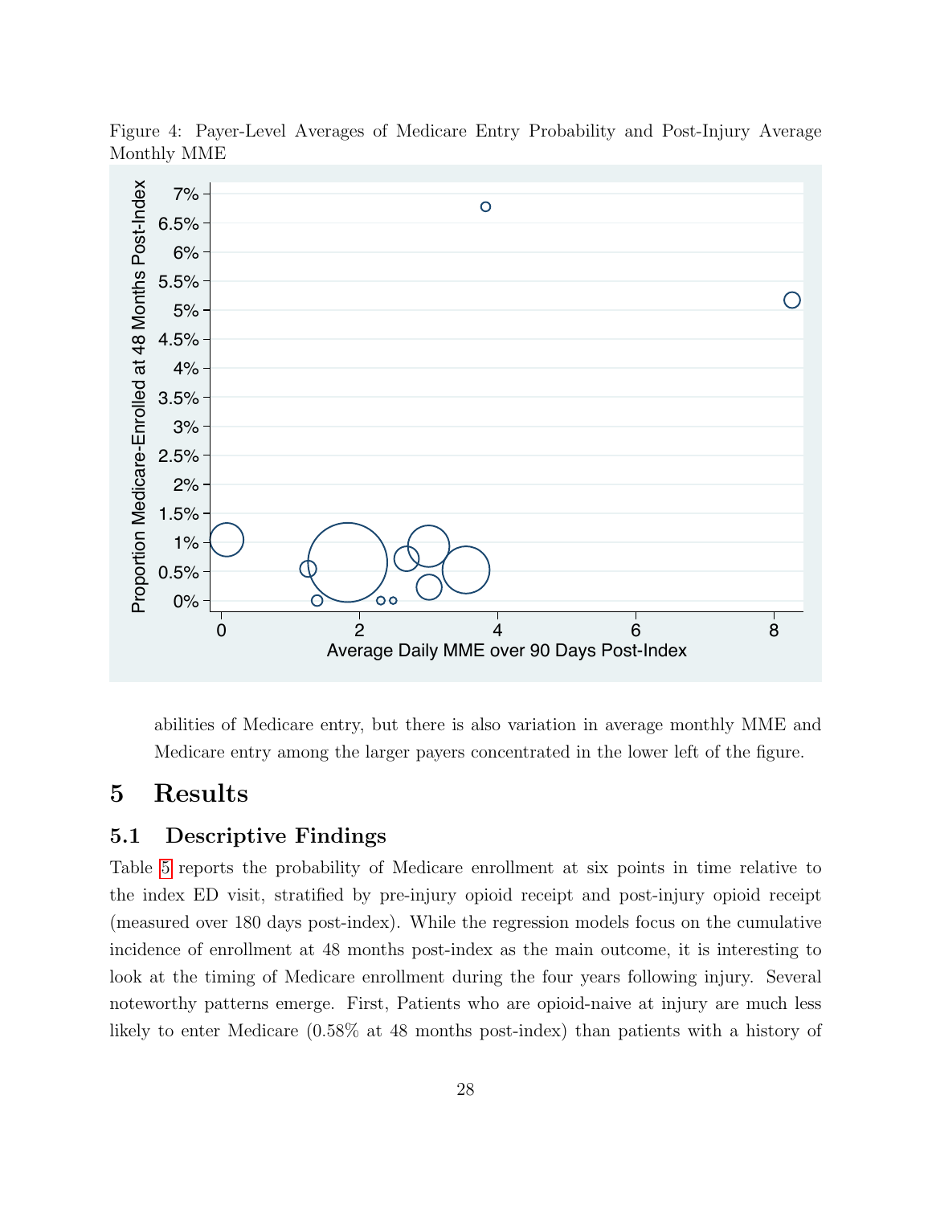Figure 4: Payer-Level Averages of Medicare Entry Probability and Post-Injury Average Monthly MME

abilities of Medicare entry, but there is also variation in average monthly MME and Medicare entry among the larger payers concentrated in the lower left of the figure.

# 5 Results

## 5.1 Descriptive Findings

Table 5 reports the probability of Medicare enrollment at six points in time relative to the index ED visit, stratified by pre-injury opioid receipt and post-injury opioid receipt (measured over 180 days post-index). While the regression models focus on the cumulative incidence of enrollment at 48 months post-index as the main outcome, it is interesting to look at the timing of Medicare enrollment during the four years following injury. Several noteworthy patterns emerge. First, Patients who are opioid-naive at injury are much less likely to enter Medicare (0.58% at 48 months post-index) than patients with a history of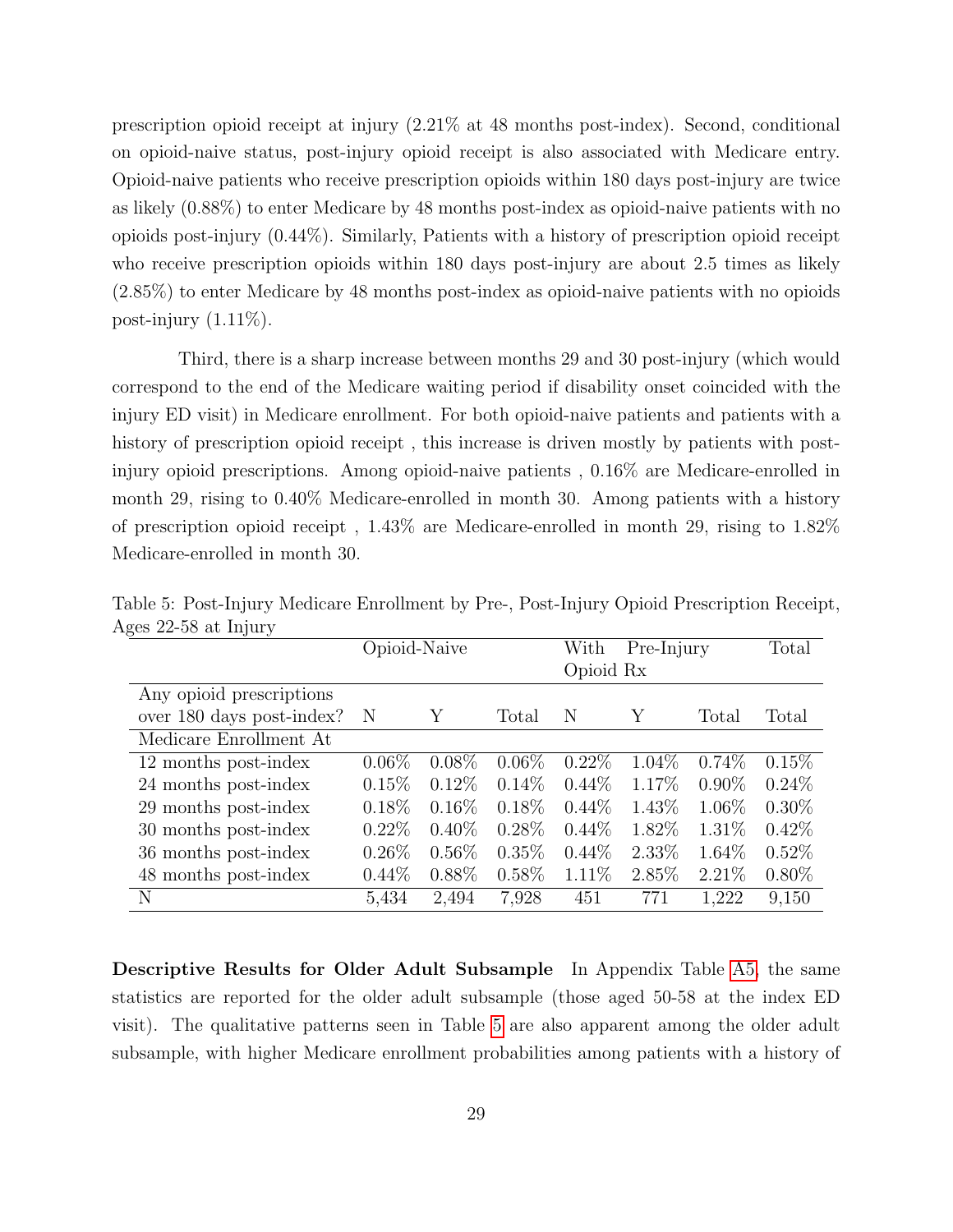prescription opioid receipt at injury (2.21% at 48 months post-index). Second, conditional on opioid-naive status, post-injury opioid receipt is also associated with Medicare entry. Opioid-naive patients who receive prescription opioids within 180 days post-injury are twice as likely (0.88%) to enter Medicare by 48 months post-index as opioid-naive patients with no opioids post-injury (0.44%). Similarly, Patients with a history of prescription opioid receipt who receive prescription opioids within 180 days post-injury are about 2.5 times as likely (2.85%) to enter Medicare by 48 months post-index as opioid-naive patients with no opioids post-injury (1.11%).

Third, there is a sharp increase between months 29 and 30 post-injury (which would correspond to the end of the Medicare waiting period if disability onset coincided with the injury ED visit) in Medicare enrollment. For both opioid-naive patients and patients with a history of prescription opioid receipt , this increase is driven mostly by patients with post-injury opioid prescriptions. Among opioid-naive patients , 0.16% are Medicare-enrolled in month 29, rising to 0.40% Medicare-enrolled in month 30. Among patients with a history of prescription opioid receipt , 1.43% are Medicare-enrolled in month 29, rising to 1.82% Medicare-enrolled in month 30.

Table 5: Post-Injury Medicare Enrollment by Pre-, Post-Injury Opioid Prescription Receipt, Ages 22-58 at Injury

| | Opioid-Naive | | | With Pre-Injury Opioid Rx | | | Total |
|---|---|---|---|---|---|---|---|
| Any opioid prescriptions over 180 days post-index? | N | Y | Total | N | Y | Total | Total |
| Medicare Enrollment At | | | | | | | |
| 12 months post-index | 0.06% | 0.08% | 0.06% | 0.22% | 1.04% | 0.74% | 0.15% |
| 24 months post-index | 0.15% | 0.12% | 0.14% | 0.44% | 1.17% | 0.90% | 0.24% |
| 29 months post-index | 0.18% | 0.16% | 0.18% | 0.44% | 1.43% | 1.06% | 0.30% |
| 30 months post-index | 0.22% | 0.40% | 0.28% | 0.44% | 1.82% | 1.31% | 0.42% |
| 36 months post-index | 0.26% | 0.56% | 0.35% | 0.44% | 2.33% | 1.64% | 0.52% |
| 48 months post-index | 0.44% | 0.88% | 0.58% | 1.11% | 2.85% | 2.21% | 0.80% |
| N | 5,434 | 2,494 | 7,928 | 451 | 771 | 1,222 | 9,150 |

**Descriptive Results for Older Adult Subsample** In Appendix Table A5, the same statistics are reported for the older adult subsample (those aged 50-58 at the index ED visit). The qualitative patterns seen in Table 5 are also apparent among the older adult subsample, with higher Medicare enrollment probabilities among patients with a history of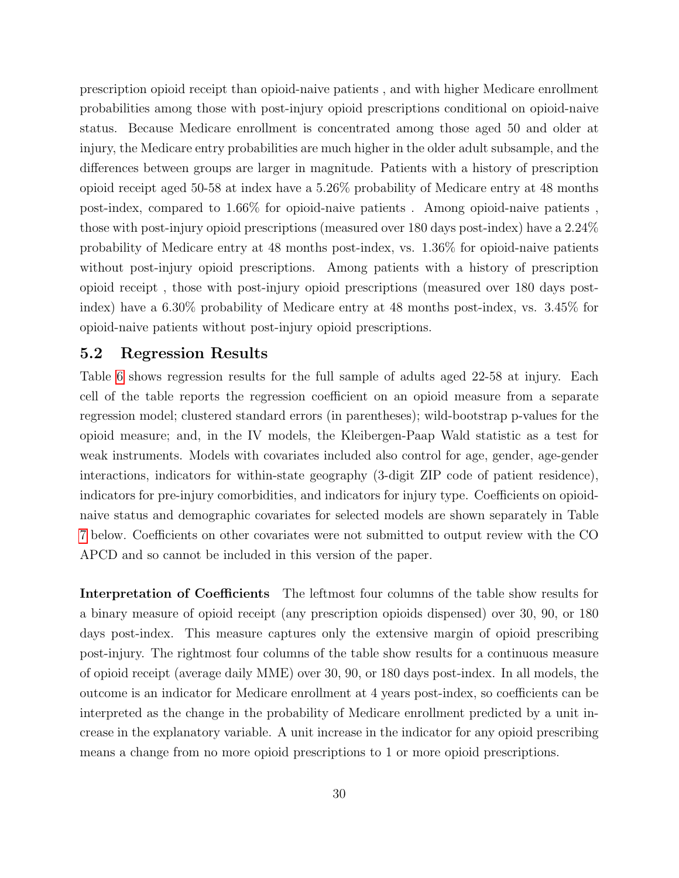prescription opioid receipt than opioid-naive patients , and with higher Medicare enrollment probabilities among those with post-injury opioid prescriptions conditional on opioid-naive status. Because Medicare enrollment is concentrated among those aged 50 and older at injury, the Medicare entry probabilities are much higher in the older adult subsample, and the differences between groups are larger in magnitude. Patients with a history of prescription opioid receipt aged 50-58 at index have a 5.26% probability of Medicare entry at 48 months post-index, compared to 1.66% for opioid-naive patients . Among opioid-naive patients , those with post-injury opioid prescriptions (measured over 180 days post-index) have a 2.24% probability of Medicare entry at 48 months post-index, vs. 1.36% for opioid-naive patients without post-injury opioid prescriptions. Among patients with a history of prescription opioid receipt , those with post-injury opioid prescriptions (measured over 180 days post-index) have a 6.30% probability of Medicare entry at 48 months post-index, vs. 3.45% for opioid-naive patients without post-injury opioid prescriptions.

## 5.2 Regression Results

Table 6 shows regression results for the full sample of adults aged 22-58 at injury. Each cell of the table reports the regression coefficient on an opioid measure from a separate regression model; clustered standard errors (in parentheses); wild-bootstrap p-values for the opioid measure; and, in the IV models, the Kleibergen-Paap Wald statistic as a test for weak instruments. Models with covariates included also control for age, gender, age-gender interactions, indicators for within-state geography (3-digit ZIP code of patient residence), indicators for pre-injury comorbidities, and indicators for injury type. Coefficients on opioid-naive status and demographic covariates for selected models are shown separately in Table 7 below. Coefficients on other covariates were not submitted to output review with the CO APCD and so cannot be included in this version of the paper.

**Interpretation of Coefficients** The leftmost four columns of the table show results for a binary measure of opioid receipt (any prescription opioids dispensed) over 30, 90, or 180 days post-index. This measure captures only the extensive margin of opioid prescribing post-injury. The rightmost four columns of the table show results for a continuous measure of opioid receipt (average daily MME) over 30, 90, or 180 days post-index. In all models, the outcome is an indicator for Medicare enrollment at 4 years post-index, so coefficients can be interpreted as the change in the probability of Medicare enrollment predicted by a unit increase in the explanatory variable. A unit increase in the indicator for any opioid prescribing means a change from no more opioid prescriptions to 1 or more opioid prescriptions.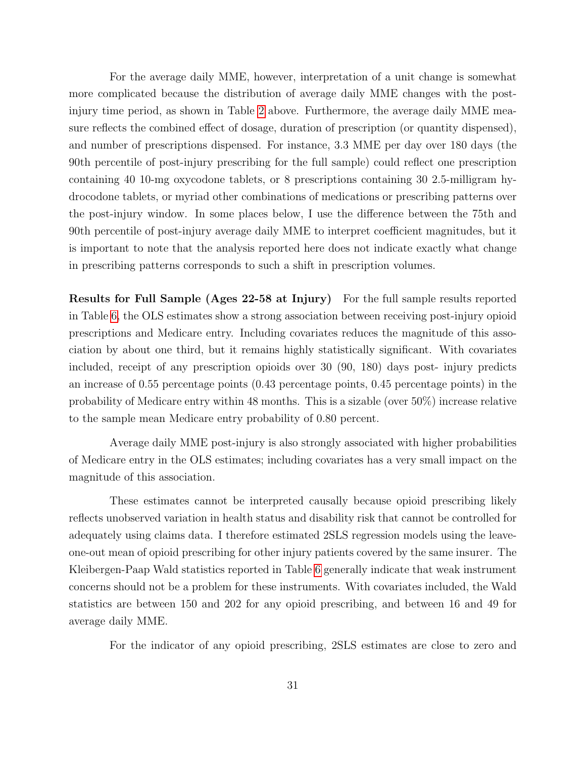For the average daily MME, however, interpretation of a unit change is somewhat more complicated because the distribution of average daily MME changes with the post-injury time period, as shown in Table 2 above. Furthermore, the average daily MME measure reflects the combined effect of dosage, duration of prescription (or quantity dispensed), and number of prescriptions dispensed. For instance, 3.3 MME per day over 180 days (the 90th percentile of post-injury prescribing for the full sample) could reflect one prescription containing 40 10-mg oxycodone tablets, or 8 prescriptions containing 30 2.5-milligram hydrocodone tablets, or myriad other combinations of medications or prescribing patterns over the post-injury window. In some places below, I use the difference between the 75th and 90th percentile of post-injury average daily MME to interpret coefficient magnitudes, but it is important to note that the analysis reported here does not indicate exactly what change in prescribing patterns corresponds to such a shift in prescription volumes.

**Results for Full Sample (Ages 22-58 at Injury)** For the full sample results reported in Table 6, the OLS estimates show a strong association between receiving post-injury opioid prescriptions and Medicare entry. Including covariates reduces the magnitude of this association by about one third, but it remains highly statistically significant. With covariates included, receipt of any prescription opioids over 30 (90, 180) days post- injury predicts an increase of 0.55 percentage points (0.43 percentage points, 0.45 percentage points) in the probability of Medicare entry within 48 months. This is a sizable (over 50%) increase relative to the sample mean Medicare entry probability of 0.80 percent.

Average daily MME post-injury is also strongly associated with higher probabilities of Medicare entry in the OLS estimates; including covariates has a very small impact on the magnitude of this association.

These estimates cannot be interpreted causally because opioid prescribing likely reflects unobserved variation in health status and disability risk that cannot be controlled for adequately using claims data. I therefore estimated 2SLS regression models using the leave-one-out mean of opioid prescribing for other injury patients covered by the same insurer. The Kleibergen-Paap Wald statistics reported in Table 6 generally indicate that weak instrument concerns should not be a problem for these instruments. With covariates included, the Wald statistics are between 150 and 202 for any opioid prescribing, and between 16 and 49 for average daily MME.

For the indicator of any opioid prescribing, 2SLS estimates are close to zero and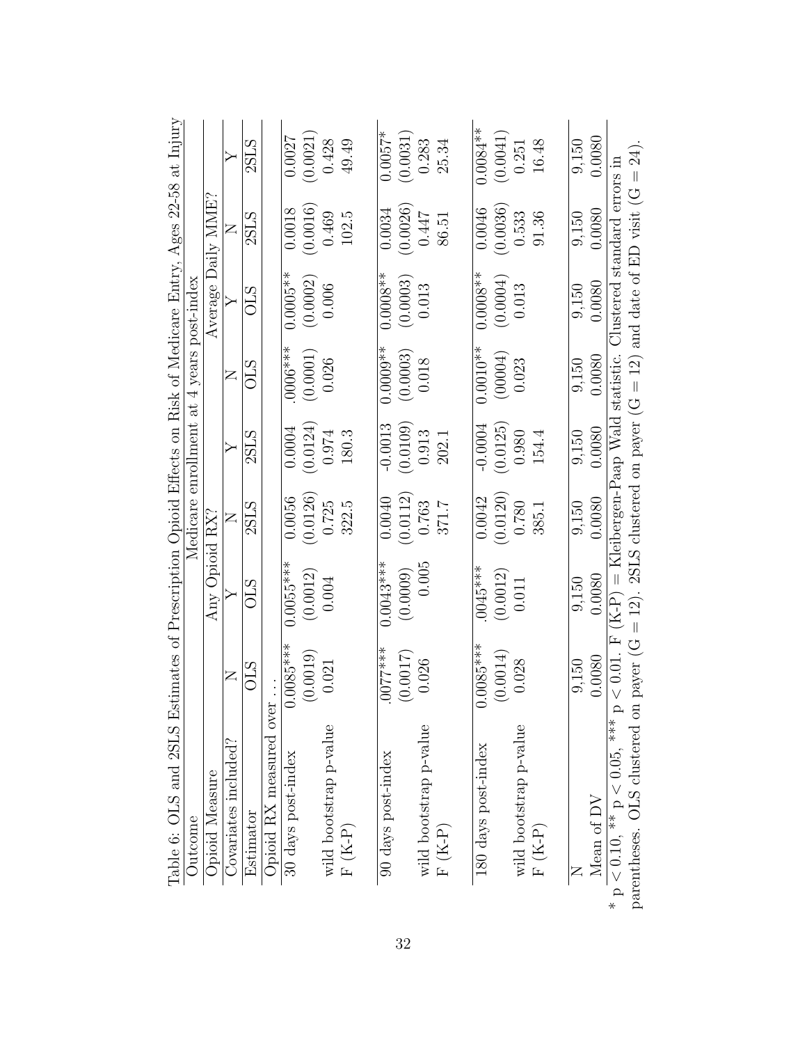Table 6: OLS and 2SLS Estimates of Prescription Opioid Effects on Risk of Medicare Entry, Ages 22-58 at Injury

| Outcome | Medicare enrollment at 4 years post-index | | | | | | | |
|---|---|---|---|---|---|---|---|---|
| Opioid Measure | Any Opioid RX? | | | | Average Daily MME? | | | |
| Covariates included? | N | Y | N | Y | N | Y | N | Y |
| Estimator | OLS | OLS | 2SLS | 2SLS | OLS | OLS | 2SLS | 2SLS |
| Opioid RX measured over ... | | | | | | | | |
| 30 days post-index | 0.0085*** | 0.0055*** | 0.0056 | 0.0004 | .0006*** | 0.0005** | 0.0018 | 0.0027 |
| | (0.0019) | (0.0012) | (0.0126) | (0.0124) | (0.0001) | (0.0002) | (0.0016) | (0.0021) |
| wild bootstrap p-value | 0.021 | 0.004 | 0.725 | 0.974 | 0.026 | 0.006 | 0.469 | 0.428 |
| F (K-P) | | | 322.5 | 180.3 | | | 102.5 | 49.49 |
| 90 days post-index | .0077*** | 0.0043*** | 0.0040 | -0.0013 | 0.0009** | 0.0008** | 0.0034 | 0.0057* |
| | (0.0017) | (0.0009) | (0.0112) | (0.0109) | (0.0003) | (0.0003) | (0.0026) | (0.0031) |
| wild bootstrap p-value | 0.026 | 0.005 | 0.763 | 0.913 | 0.018 | 0.013 | 0.447 | 0.283 |
| F (K-P) | | | 371.7 | 202.1 | | | 86.51 | 25.34 |
| 180 days post-index | 0.0085*** | .0045*** | 0.0042 | -0.0004 | 0.0010** | 0.0008** | 0.0046 | 0.0084** |
| | (0.0014) | (0.0012) | (0.0120) | (0.0125) | (00004) | (0.0004) | (0.0036) | (0.0041) |
| wild bootstrap p-value | 0.028 | 0.011 | 0.780 | 0.980 | 0.023 | 0.013 | 0.533 | 0.251 |
| F (K-P) | | | 385.1 | 154.4 | | | 91.36 | 16.48 |
| N | 9,150 | 9,150 | 9,150 | 9,150 | 9,150 | 9,150 | 9,150 | 9,150 |
| Mean of DV | 0.0080 | 0.0080 | 0.0080 | 0.0080 | 0.0080 | 0.0080 | 0.0080 | 0.0080 |

* $p < 0.10$, ** $p < 0.05$, *** $p < 0.01$. F (K-P) = Kleibergen-Paap Wald statistic. Clustered standard errors in parentheses. OLS clustered on payer ($G = 12$). 2SLS clustered on payer ($G = 12$) and date of ED visit ($G = 24$).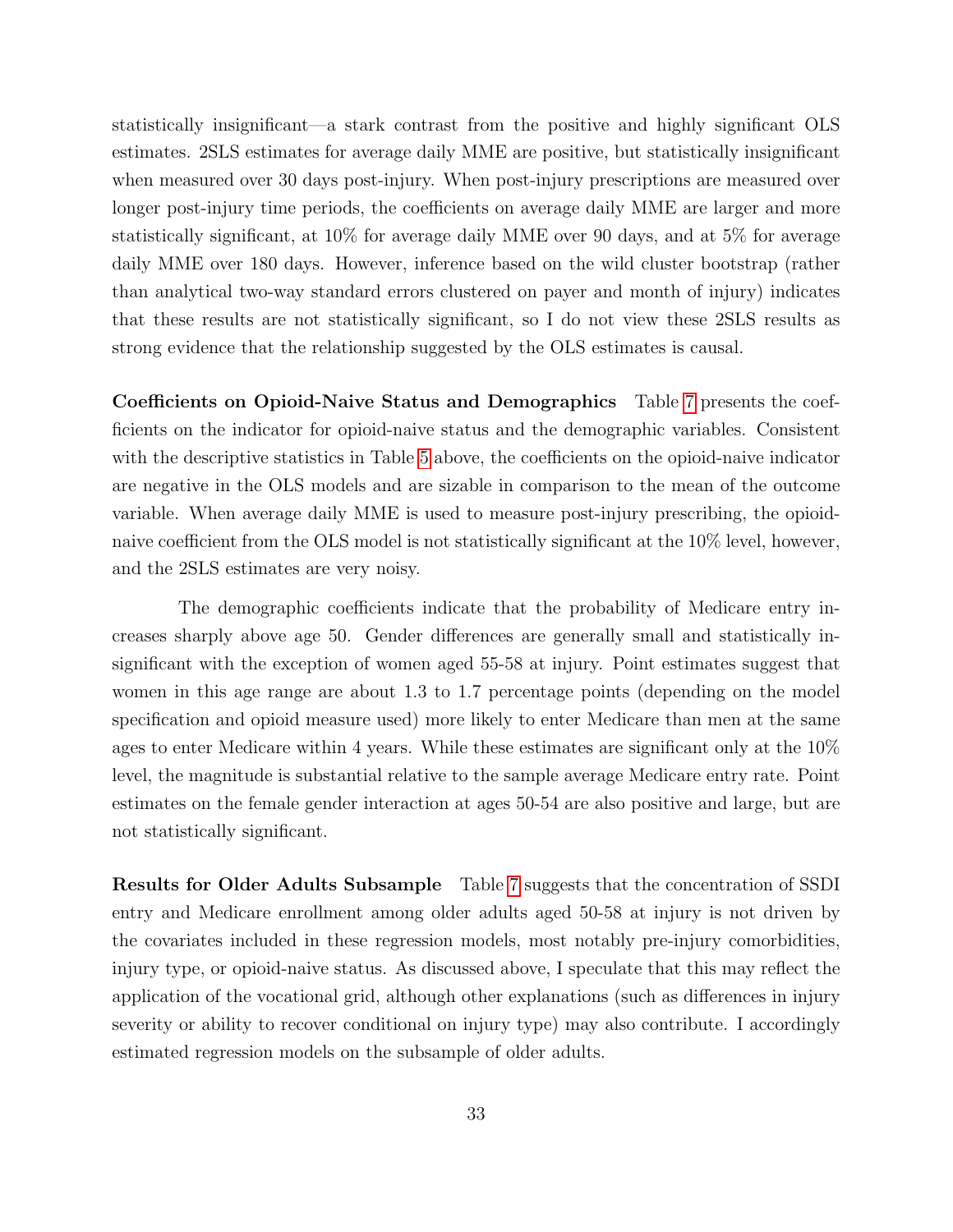statistically insignificant—a stark contrast from the positive and highly significant OLS estimates. 2SLS estimates for average daily MME are positive, but statistically insignificant when measured over 30 days post-injury. When post-injury prescriptions are measured over longer post-injury time periods, the coefficients on average daily MME are larger and more statistically significant, at 10% for average daily MME over 90 days, and at 5% for average daily MME over 180 days. However, inference based on the wild cluster bootstrap (rather than analytical two-way standard errors clustered on payer and month of injury) indicates that these results are not statistically significant, so I do not view these 2SLS results as strong evidence that the relationship suggested by the OLS estimates is causal.

**Coefficients on Opioid-Naive Status and Demographics** Table 7 presents the coefficients on the indicator for opioid-naive status and the demographic variables. Consistent with the descriptive statistics in Table 5 above, the coefficients on the opioid-naive indicator are negative in the OLS models and are sizable in comparison to the mean of the outcome variable. When average daily MME is used to measure post-injury prescribing, the opioid-naive coefficient from the OLS model is not statistically significant at the 10% level, however, and the 2SLS estimates are very noisy.

The demographic coefficients indicate that the probability of Medicare entry increases sharply above age 50. Gender differences are generally small and statistically insignificant with the exception of women aged 55-58 at injury. Point estimates suggest that women in this age range are about 1.3 to 1.7 percentage points (depending on the model specification and opioid measure used) more likely to enter Medicare than men at the same ages to enter Medicare within 4 years. While these estimates are significant only at the 10% level, the magnitude is substantial relative to the sample average Medicare entry rate. Point estimates on the female gender interaction at ages 50-54 are also positive and large, but are not statistically significant.

**Results for Older Adults Subsample** Table 7 suggests that the concentration of SSDI entry and Medicare enrollment among older adults aged 50-58 at injury is not driven by the covariates included in these regression models, most notably pre-injury comorbidities, injury type, or opioid-naive status. As discussed above, I speculate that this may reflect the application of the vocational grid, although other explanations (such as differences in injury severity or ability to recover conditional on injury type) may also contribute. I accordingly estimated regression models on the subsample of older adults.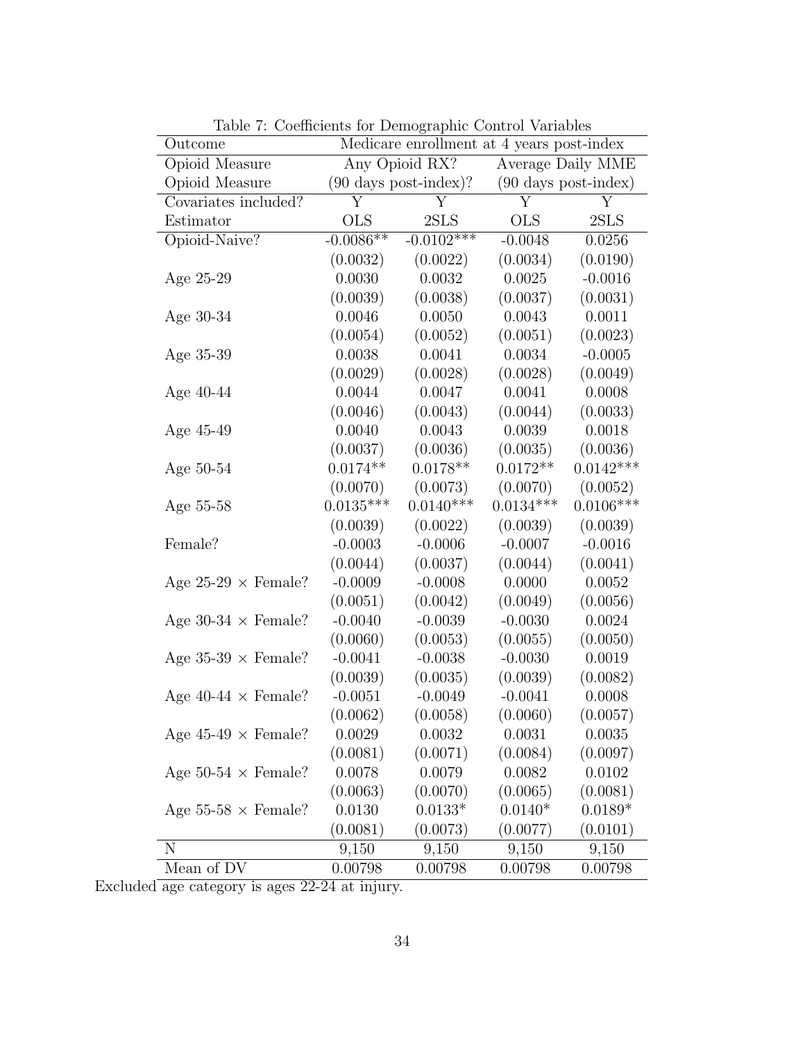Table 7: Coefficients for Demographic Control Variables

| Outcome | Medicare enrollment at 4 years post-index | | | |
|---|---|---|---|---|
| Opioid Measure | Any Opioid RX? | | Average Daily MME | |
| Opioid Measure | (90 days post-index)? | | (90 days post-index) | |
| Covariates included? | Y | Y | Y | Y |
| Estimator | OLS | 2SLS | OLS | 2SLS |
| Opioid-Naive? | -0.0086** | -0.0102*** | -0.0048 | 0.0256 |
| | (0.0032) | (0.0022) | (0.0034) | (0.0190) |
| Age 25-29 | 0.0030 | 0.0032 | 0.0025 | -0.0016 |
| | (0.0039) | (0.0038) | (0.0037) | (0.0031) |
| Age 30-34 | 0.0046 | 0.0050 | 0.0043 | 0.0011 |
| | (0.0054) | (0.0052) | (0.0051) | (0.0023) |
| Age 35-39 | 0.0038 | 0.0041 | 0.0034 | -0.0005 |
| | (0.0029) | (0.0028) | (0.0028) | (0.0049) |
| Age 40-44 | 0.0044 | 0.0047 | 0.0041 | 0.0008 |
| | (0.0046) | (0.0043) | (0.0044) | (0.0033) |
| Age 45-49 | 0.0040 | 0.0043 | 0.0039 | 0.0018 |
| | (0.0037) | (0.0036) | (0.0035) | (0.0036) |
| Age 50-54 | 0.0174** | 0.0178** | 0.0172** | 0.0142*** |
| | (0.0070) | (0.0073) | (0.0070) | (0.0052) |
| Age 55-58 | 0.0135*** | 0.0140*** | 0.0134*** | 0.0106*** |
| | (0.0039) | (0.0022) | (0.0039) | (0.0039) |
| Female? | -0.0003 | -0.0006 | -0.0007 | -0.0016 |
| | (0.0044) | (0.0037) | (0.0044) | (0.0041) |
| Age 25-29 × Female? | -0.0009 | -0.0008 | 0.0000 | 0.0052 |
| | (0.0051) | (0.0042) | (0.0049) | (0.0056) |
| Age 30-34 × Female? | -0.0040 | -0.0039 | -0.0030 | 0.0024 |
| | (0.0060) | (0.0053) | (0.0055) | (0.0050) |
| Age 35-39 × Female? | -0.0041 | -0.0038 | -0.0030 | 0.0019 |
| | (0.0039) | (0.0035) | (0.0039) | (0.0082) |
| Age 40-44 × Female? | -0.0051 | -0.0049 | -0.0041 | 0.0008 |
| | (0.0062) | (0.0058) | (0.0060) | (0.0057) |
| Age 45-49 × Female? | 0.0029 | 0.0032 | 0.0031 | 0.0035 |
| | (0.0081) | (0.0071) | (0.0084) | (0.0097) |
| Age 50-54 × Female? | 0.0078 | 0.0079 | 0.0082 | 0.0102 |
| | (0.0063) | (0.0070) | (0.0065) | (0.0081) |
| Age 55-58 × Female? | 0.0130 | 0.0133* | 0.0140* | 0.0189* |
| | (0.0081) | (0.0073) | (0.0077) | (0.0101) |
| N | 9,150 | 9,150 | 9,150 | 9,150 |
| Mean of DV | 0.00798 | 0.00798 | 0.00798 | 0.00798 |

Excluded age category is ages 22-24 at injury.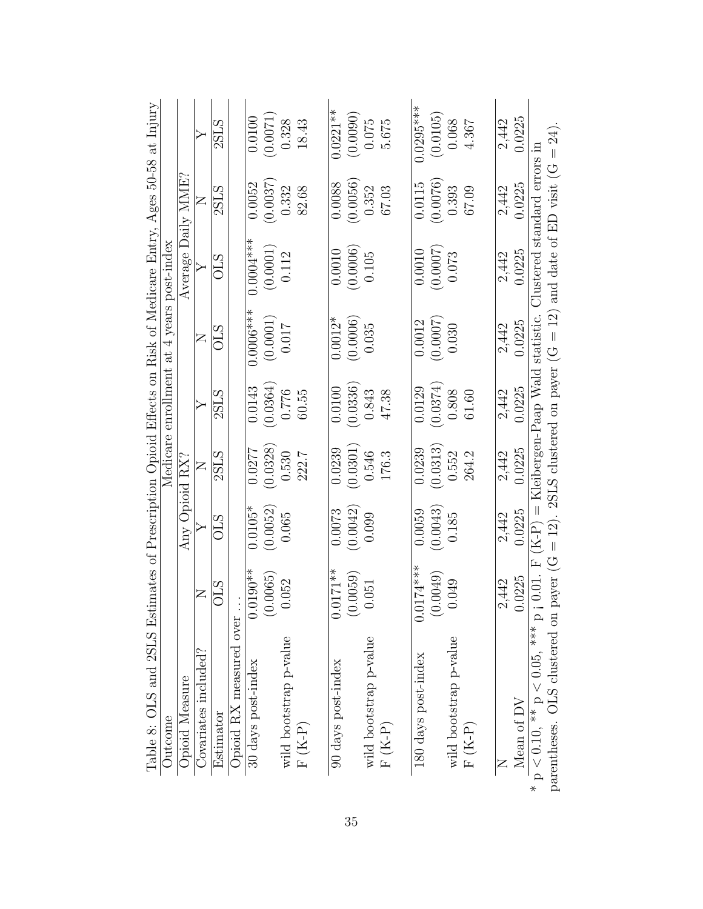Table 8: OLS and 2SLS Estimates of Prescription Opioid Effects on Risk of Medicare Entry, Ages 50-58 at Injury

| Outcome | Medicare enrollment at 4 years post-index | | | | | | | |
|---|---|---|---|---|---|---|---|---|
| Opioid Measure | Any Opioid RX? | | | | Average Daily MME? | | | |
| Covariates included? | N | Y | N | Y | N | Y | N | Y |
| Estimator | OLS | OLS | 2SLS | 2SLS | OLS | OLS | 2SLS | 2SLS |
| Opioid RX measured over ... | | | | | | | | |
| 30 days post-index | 0.0190** | 0.0105* | 0.0277 | 0.0143 | 0.0006*** | 0.0004*** | 0.0052 | 0.0100 |
| | (0.0065) | (0.0052) | (0.0328) | (0.0364) | (0.0001) | (0.0001) | (0.0037) | (0.0071) |
| wild bootstrap p-value | 0.052 | 0.065 | 0.530 | 0.776 | 0.017 | 0.112 | 0.332 | 0.328 |
| F (K-P) | | | 222.7 | 60.55 | | | 82.68 | 18.43 |
| 90 days post-index | 0.0171** | 0.0073 | 0.0239 | 0.0100 | 0.0012* | 0.0010 | 0.0088 | 0.0221** |
| | (0.0059) | (0.0042) | (0.0301) | (0.0336) | (0.0006) | (0.0006) | (0.0056) | (0.0090) |
| wild bootstrap p-value | 0.051 | 0.099 | 0.546 | 0.843 | 0.035 | 0.105 | 0.352 | 0.075 |
| F (K-P) | | | 176.3 | 47.38 | | | 67.03 | 5.675 |
| 180 days post-index | 0.0174*** | 0.0059 | 0.0239 | 0.0129 | 0.0012 | 0.0010 | 0.0115 | 0.0295*** |
| | (0.0049) | (0.0043) | (0.0313) | (0.0374) | (0.0007) | (0.0007) | (0.0076) | (0.0105) |
| wild bootstrap p-value | 0.049 | 0.185 | 0.552 | 0.808 | 0.030 | 0.073 | 0.393 | 0.068 |
| F (K-P) | | | 264.2 | 61.60 | | | 67.09 | 4.367 |
| N | 2,442 | 2,442 | 2,442 | 2,442 | 2,442 | 2,442 | 2,442 | 2,442 |
| Mean of DV | 0.0225 | 0.0225 | 0.0225 | 0.0225 | 0.0225 | 0.0225 | 0.0225 | 0.0225 |

\* $p < 0.10$, \*\* $p < 0.05$, \*\*\* $p < 0.01$. F (K-P) = Kleibergen-Paap Wald statistic. Clustered standard errors in parentheses. OLS clustered on payer (G = 12). 2SLS clustered on payer (G = 12) and date of ED visit (G = 24).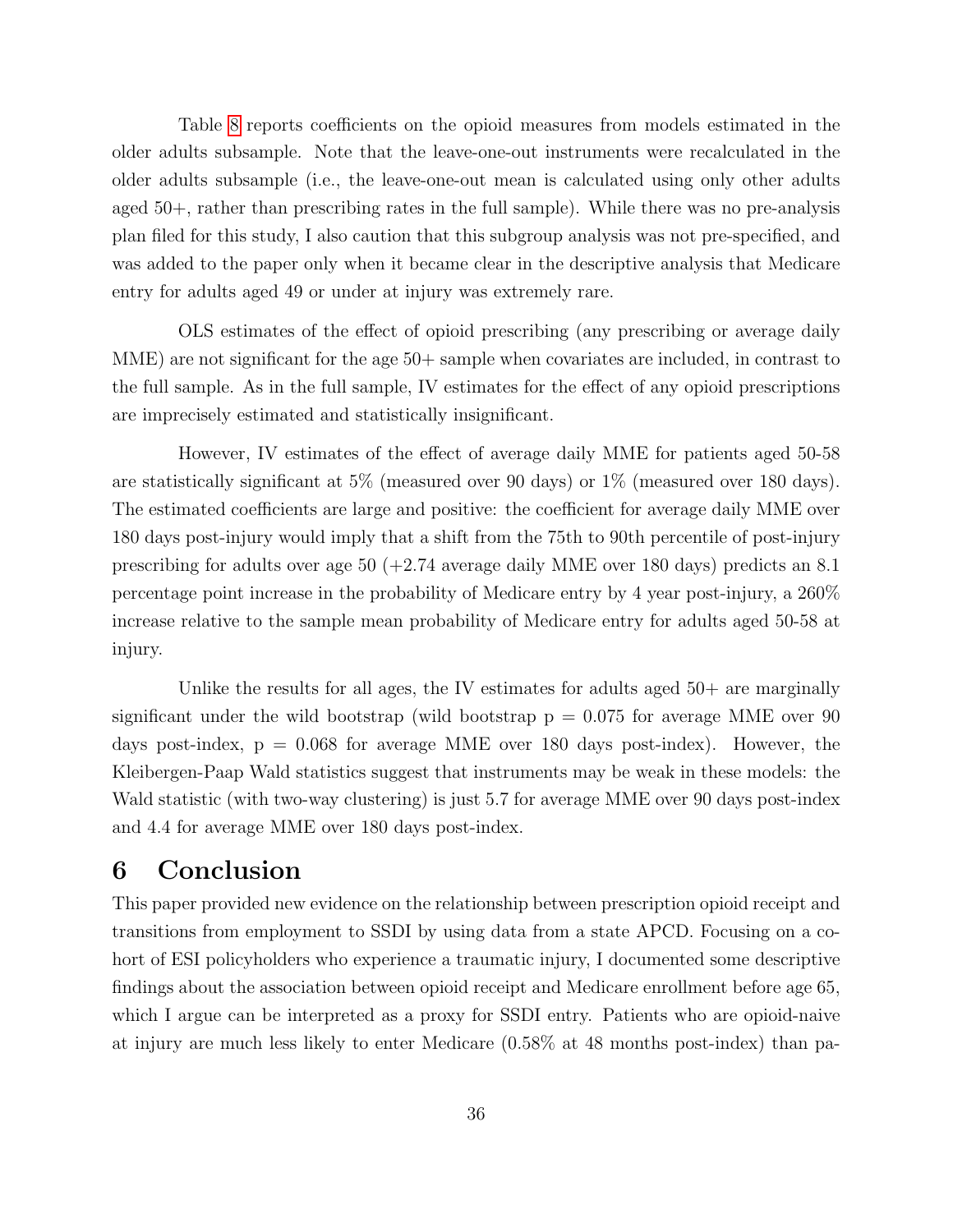Table 8 reports coefficients on the opioid measures from models estimated in the older adults subsample. Note that the leave-one-out instruments were recalculated in the older adults subsample (i.e., the leave-one-out mean is calculated using only other adults aged 50+, rather than prescribing rates in the full sample). While there was no pre-analysis plan filed for this study, I also caution that this subgroup analysis was not pre-specified, and was added to the paper only when it became clear in the descriptive analysis that Medicare entry for adults aged 49 or under at injury was extremely rare.

OLS estimates of the effect of opioid prescribing (any prescribing or average daily MME) are not significant for the age 50+ sample when covariates are included, in contrast to the full sample. As in the full sample, IV estimates for the effect of any opioid prescriptions are imprecisely estimated and statistically insignificant.

However, IV estimates of the effect of average daily MME for patients aged 50-58 are statistically significant at 5% (measured over 90 days) or 1% (measured over 180 days). The estimated coefficients are large and positive: the coefficient for average daily MME over 180 days post-injury would imply that a shift from the 75th to 90th percentile of post-injury prescribing for adults over age 50 (+2.74 average daily MME over 180 days) predicts an 8.1 percentage point increase in the probability of Medicare entry by 4 year post-injury, a 260% increase relative to the sample mean probability of Medicare entry for adults aged 50-58 at injury.

Unlike the results for all ages, the IV estimates for adults aged 50+ are marginally significant under the wild bootstrap (wild bootstrap p = 0.075 for average MME over 90 days post-index, p = 0.068 for average MME over 180 days post-index). However, the Kleibergen-Paap Wald statistics suggest that instruments may be weak in these models: the Wald statistic (with two-way clustering) is just 5.7 for average MME over 90 days post-index and 4.4 for average MME over 180 days post-index.

# 6 Conclusion

This paper provided new evidence on the relationship between prescription opioid receipt and transitions from employment to SSDI by using data from a state APCD. Focusing on a cohort of ESI policyholders who experience a traumatic injury, I documented some descriptive findings about the association between opioid receipt and Medicare enrollment before age 65, which I argue can be interpreted as a proxy for SSDI entry. Patients who are opioid-naive at injury are much less likely to enter Medicare (0.58% at 48 months post-index) than pa-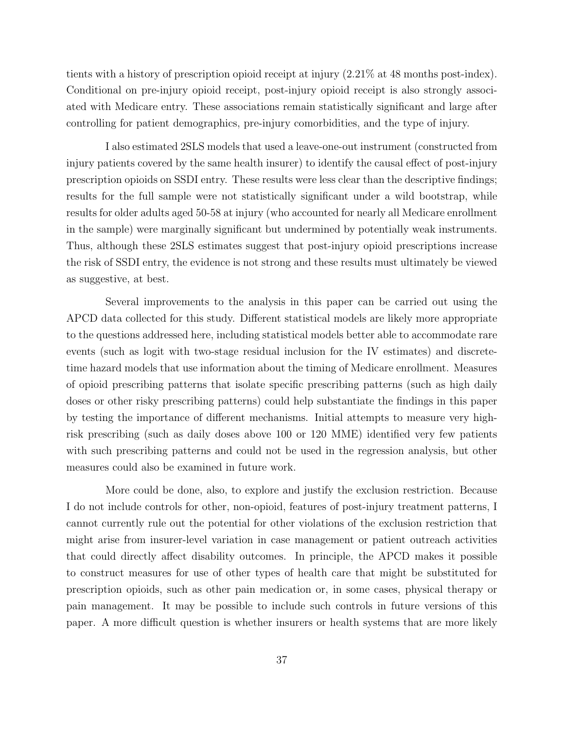tients with a history of prescription opioid receipt at injury (2.21% at 48 months post-index). Conditional on pre-injury opioid receipt, post-injury opioid receipt is also strongly associated with Medicare entry. These associations remain statistically significant and large after controlling for patient demographics, pre-injury comorbidities, and the type of injury.

I also estimated 2SLS models that used a leave-one-out instrument (constructed from injury patients covered by the same health insurer) to identify the causal effect of post-injury prescription opioids on SSDI entry. These results were less clear than the descriptive findings; results for the full sample were not statistically significant under a wild bootstrap, while results for older adults aged 50-58 at injury (who accounted for nearly all Medicare enrollment in the sample) were marginally significant but undermined by potentially weak instruments. Thus, although these 2SLS estimates suggest that post-injury opioid prescriptions increase the risk of SSDI entry, the evidence is not strong and these results must ultimately be viewed as suggestive, at best.

Several improvements to the analysis in this paper can be carried out using the APCD data collected for this study. Different statistical models are likely more appropriate to the questions addressed here, including statistical models better able to accommodate rare events (such as logit with two-stage residual inclusion for the IV estimates) and discrete-time hazard models that use information about the timing of Medicare enrollment. Measures of opioid prescribing patterns that isolate specific prescribing patterns (such as high daily doses or other risky prescribing patterns) could help substantiate the findings in this paper by testing the importance of different mechanisms. Initial attempts to measure very high-risk prescribing (such as daily doses above 100 or 120 MME) identified very few patients with such prescribing patterns and could not be used in the regression analysis, but other measures could also be examined in future work.

More could be done, also, to explore and justify the exclusion restriction. Because I do not include controls for other, non-opioid, features of post-injury treatment patterns, I cannot currently rule out the potential for other violations of the exclusion restriction that might arise from insurer-level variation in case management or patient outreach activities that could directly affect disability outcomes. In principle, the APCD makes it possible to construct measures for use of other types of health care that might be substituted for prescription opioids, such as other pain medication or, in some cases, physical therapy or pain management. It may be possible to include such controls in future versions of this paper. A more difficult question is whether insurers or health systems that are more likely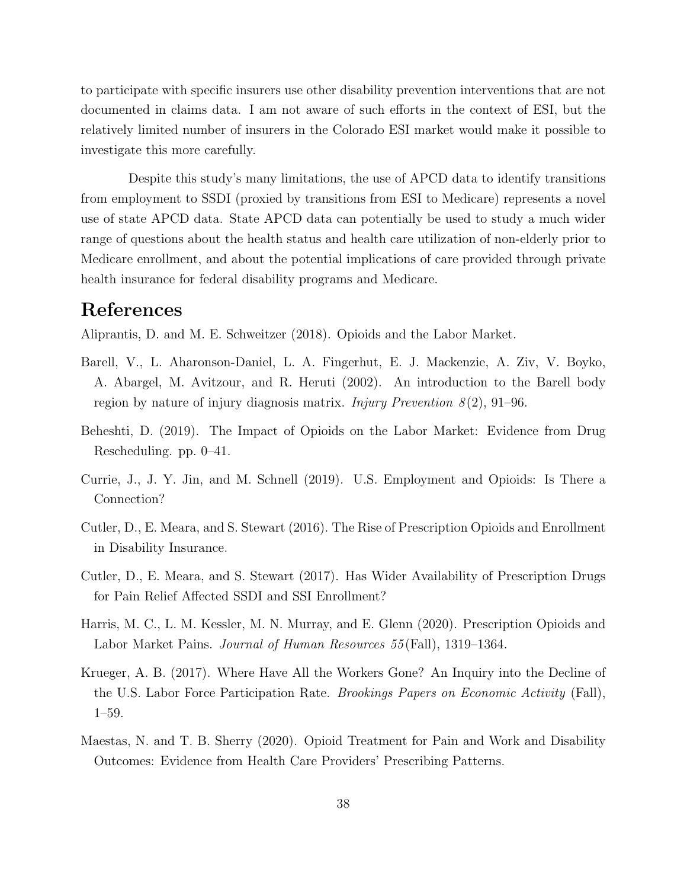to participate with specific insurers use other disability prevention interventions that are not documented in claims data. I am not aware of such efforts in the context of ESI, but the relatively limited number of insurers in the Colorado ESI market would make it possible to investigate this more carefully.

Despite this study's many limitations, the use of APCD data to identify transitions from employment to SSDI (proxied by transitions from ESI to Medicare) represents a novel use of state APCD data. State APCD data can potentially be used to study a much wider range of questions about the health status and health care utilization of non-elderly prior to Medicare enrollment, and about the potential implications of care provided through private health insurance for federal disability programs and Medicare.

# References

Aliprantis, D. and M. E. Schweitzer (2018). Opioids and the Labor Market.

Barell, V., L. Aharonson-Daniel, L. A. Fingerhut, E. J. Mackenzie, A. Ziv, V. Boyko, A. Abargel, M. Avitzour, and R. Heruti (2002). An introduction to the Barell body region by nature of injury diagnosis matrix. *Injury Prevention 8*(2), 91–96.

Beheshti, D. (2019). The Impact of Opioids on the Labor Market: Evidence from Drug Rescheduling. pp. 0–41.

Currie, J., J. Y. Jin, and M. Schnell (2019). U.S. Employment and Opioids: Is There a Connection?

Cutler, D., E. Meara, and S. Stewart (2016). The Rise of Prescription Opioids and Enrollment in Disability Insurance.

Cutler, D., E. Meara, and S. Stewart (2017). Has Wider Availability of Prescription Drugs for Pain Relief Affected SSDI and SSI Enrollment?

Harris, M. C., L. M. Kessler, M. N. Murray, and E. Glenn (2020). Prescription Opioids and Labor Market Pains. *Journal of Human Resources 55*(Fall), 1319–1364.

Krueger, A. B. (2017). Where Have All the Workers Gone? An Inquiry into the Decline of the U.S. Labor Force Participation Rate. *Brookings Papers on Economic Activity* (Fall), 1–59.

Maestas, N. and T. B. Sherry (2020). Opioid Treatment for Pain and Work and Disability Outcomes: Evidence from Health Care Providers' Prescribing Patterns.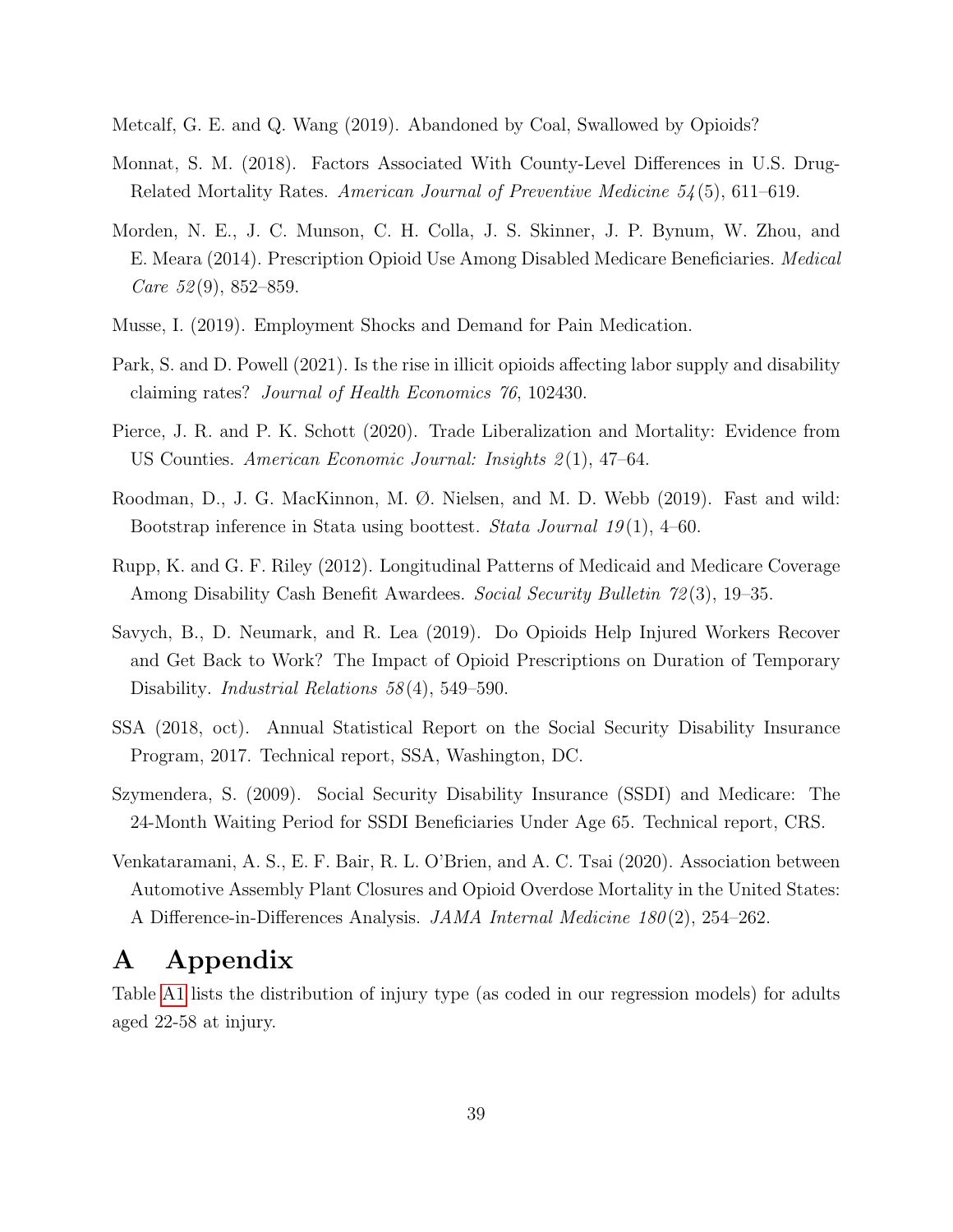Metcalf, G. E. and Q. Wang (2019). Abandoned by Coal, Swallowed by Opioids?

Monnat, S. M. (2018). Factors Associated With County-Level Differences in U.S. Drug-Related Mortality Rates. *American Journal of Preventive Medicine 54*(5), 611–619.

Morden, N. E., J. C. Munson, C. H. Colla, J. S. Skinner, J. P. Bynum, W. Zhou, and E. Meara (2014). Prescription Opioid Use Among Disabled Medicare Beneficiaries. *Medical Care 52*(9), 852–859.

Musse, I. (2019). Employment Shocks and Demand for Pain Medication.

Park, S. and D. Powell (2021). Is the rise in illicit opioids affecting labor supply and disability claiming rates? *Journal of Health Economics 76*, 102430.

Pierce, J. R. and P. K. Schott (2020). Trade Liberalization and Mortality: Evidence from US Counties. *American Economic Journal: Insights 2*(1), 47–64.

Roodman, D., J. G. MacKinnon, M. Ø. Nielsen, and M. D. Webb (2019). Fast and wild: Bootstrap inference in Stata using boottest. *Stata Journal 19*(1), 4–60.

Rupp, K. and G. F. Riley (2012). Longitudinal Patterns of Medicaid and Medicare Coverage Among Disability Cash Benefit Awardees. *Social Security Bulletin 72*(3), 19–35.

Savych, B., D. Neumark, and R. Lea (2019). Do Opioids Help Injured Workers Recover and Get Back to Work? The Impact of Opioid Prescriptions on Duration of Temporary Disability. *Industrial Relations 58*(4), 549–590.

SSA (2018, oct). Annual Statistical Report on the Social Security Disability Insurance Program, 2017. Technical report, SSA, Washington, DC.

Szymendera, S. (2009). Social Security Disability Insurance (SSDI) and Medicare: The 24-Month Waiting Period for SSDI Beneficiaries Under Age 65. Technical report, CRS.

Venkataramani, A. S., E. F. Bair, R. L. O'Brien, and A. C. Tsai (2020). Association between Automotive Assembly Plant Closures and Opioid Overdose Mortality in the United States: A Difference-in-Differences Analysis. *JAMA Internal Medicine 180*(2), 254–262.

# A Appendix

Table A1 lists the distribution of injury type (as coded in our regression models) for adults aged 22-58 at injury.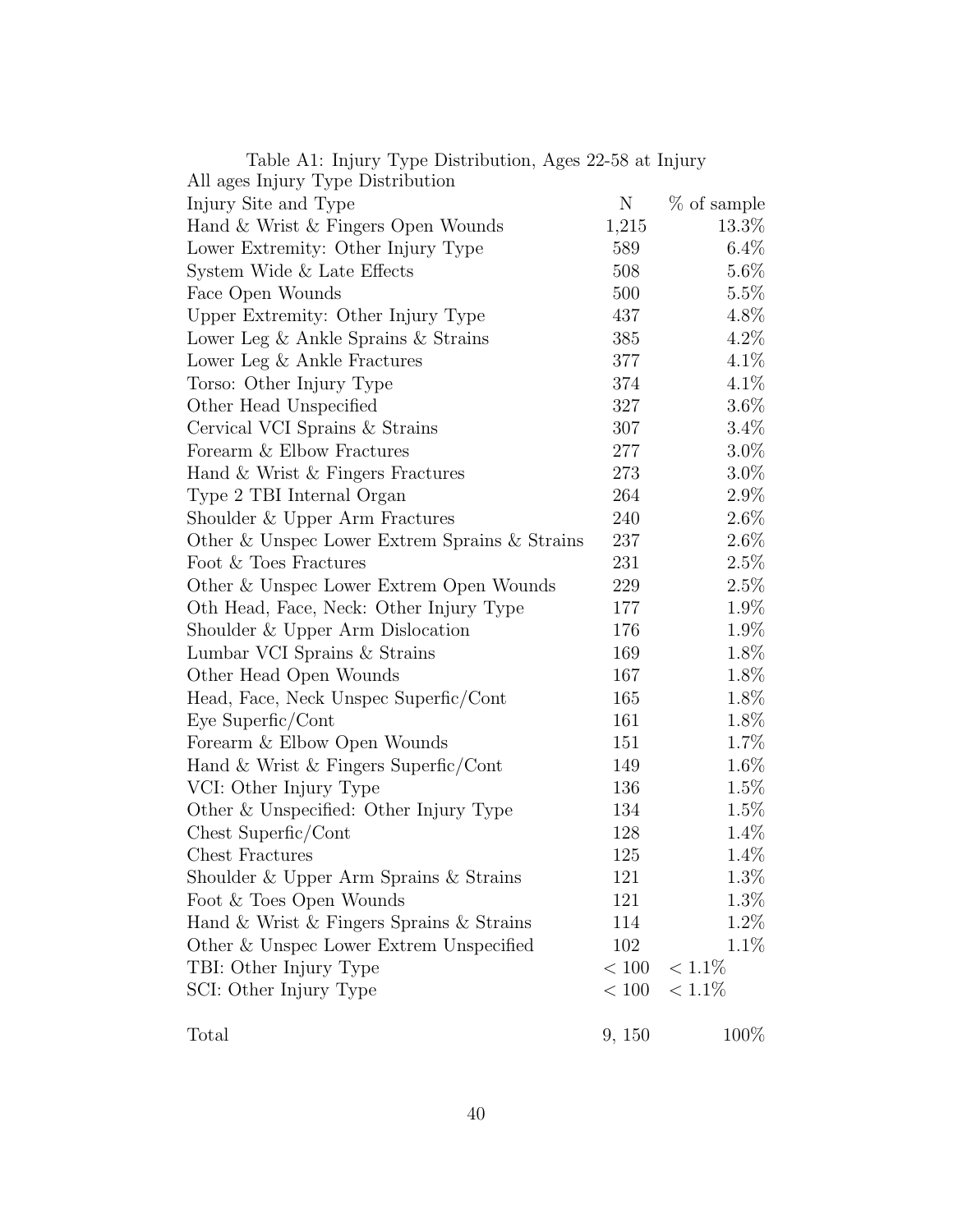Table A1: Injury Type Distribution, Ages 22-58 at Injury

All ages Injury Type Distribution

| Injury Site and Type | N | % of sample |
|---|---|---|
| Hand & Wrist & Fingers Open Wounds | 1,215 | 13.3% |
| Lower Extremity: Other Injury Type | 589 | 6.4% |
| System Wide & Late Effects | 508 | 5.6% |
| Face Open Wounds | 500 | 5.5% |
| Upper Extremity: Other Injury Type | 437 | 4.8% |
| Lower Leg & Ankle Sprains & Strains | 385 | 4.2% |
| Lower Leg & Ankle Fractures | 377 | 4.1% |
| Torso: Other Injury Type | 374 | 4.1% |
| Other Head Unspecified | 327 | 3.6% |
| Cervical VCI Sprains & Strains | 307 | 3.4% |
| Forearm & Elbow Fractures | 277 | 3.0% |
| Hand & Wrist & Fingers Fractures | 273 | 3.0% |
| Type 2 TBI Internal Organ | 264 | 2.9% |
| Shoulder & Upper Arm Fractures | 240 | 2.6% |
| Other & Unspec Lower Extrem Sprains & Strains | 237 | 2.6% |
| Foot & Toes Fractures | 231 | 2.5% |
| Other & Unspec Lower Extrem Open Wounds | 229 | 2.5% |
| Oth Head, Face, Neck: Other Injury Type | 177 | 1.9% |
| Shoulder & Upper Arm Dislocation | 176 | 1.9% |
| Lumbar VCI Sprains & Strains | 169 | 1.8% |
| Other Head Open Wounds | 167 | 1.8% |
| Head, Face, Neck Unspec Superfic/Cont | 165 | 1.8% |
| Eye Superfic/Cont | 161 | 1.8% |
| Forearm & Elbow Open Wounds | 151 | 1.7% |
| Hand & Wrist & Fingers Superfic/Cont | 149 | 1.6% |
| VCI: Other Injury Type | 136 | 1.5% |
| Other & Unspecified: Other Injury Type | 134 | 1.5% |
| Chest Superfic/Cont | 128 | 1.4% |
| Chest Fractures | 125 | 1.4% |
| Shoulder & Upper Arm Sprains & Strains | 121 | 1.3% |
| Foot & Toes Open Wounds | 121 | 1.3% |
| Hand & Wrist & Fingers Sprains & Strains | 114 | 1.2% |
| Other & Unspec Lower Extrem Unspecified | 102 | 1.1% |
| TBI: Other Injury Type | $< 100$ | $< 1.1\%$ |
| SCI: Other Injury Type | $< 100$ | $< 1.1\%$ |
| | | |
| Total | 9, 150 | 100% |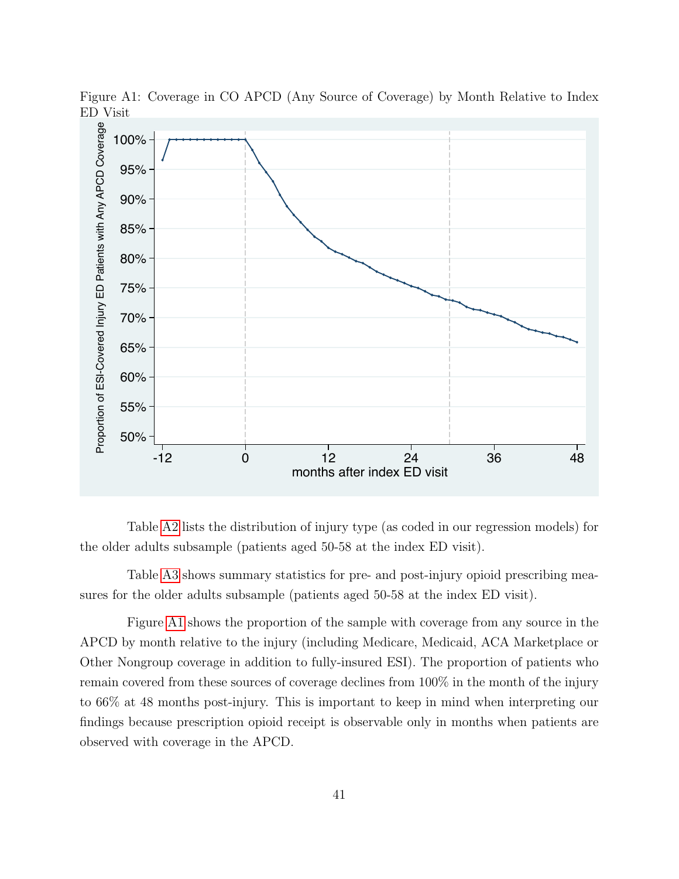Figure A1: Coverage in CO APCD (Any Source of Coverage) by Month Relative to Index ED Visit

Table A2 lists the distribution of injury type (as coded in our regression models) for the older adults subsample (patients aged 50-58 at the index ED visit).

Table A3 shows summary statistics for pre- and post-injury opioid prescribing measures for the older adults subsample (patients aged 50-58 at the index ED visit).

Figure A1 shows the proportion of the sample with coverage from any source in the APCD by month relative to the injury (including Medicare, Medicaid, ACA Marketplace or Other Nongroup coverage in addition to fully-insured ESI). The proportion of patients who remain covered from these sources of coverage declines from 100% in the month of the injury to 66% at 48 months post-injury. This is important to keep in mind when interpreting our findings because prescription opioid receipt is observable only in months when patients are observed with coverage in the APCD.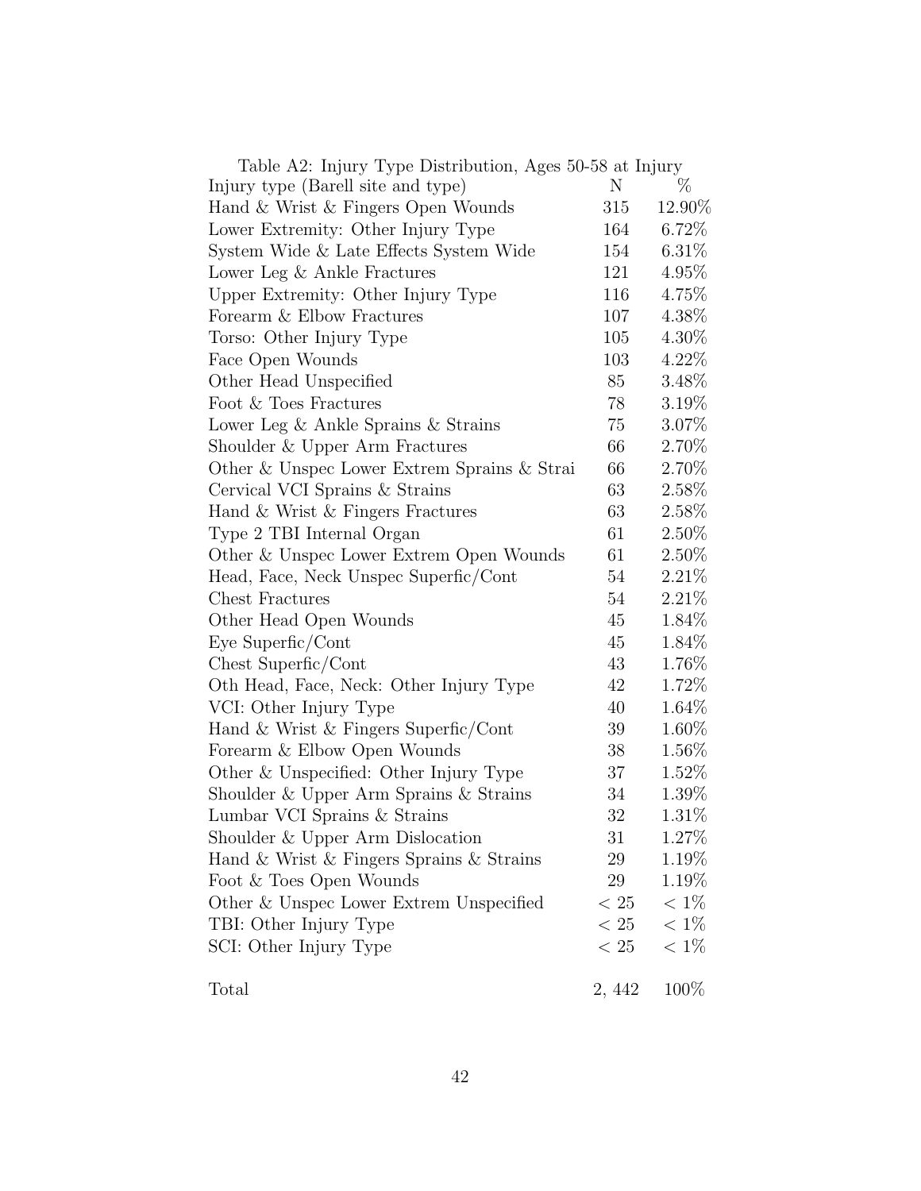Table A2: Injury Type Distribution, Ages 50-58 at Injury

| Injury type (Barell site and type) | N | % |
|---|---|---|
| Hand & Wrist & Fingers Open Wounds | 315 | 12.90% |
| Lower Extremity: Other Injury Type | 164 | 6.72% |
| System Wide & Late Effects System Wide | 154 | 6.31% |
| Lower Leg & Ankle Fractures | 121 | 4.95% |
| Upper Extremity: Other Injury Type | 116 | 4.75% |
| Forearm & Elbow Fractures | 107 | 4.38% |
| Torso: Other Injury Type | 105 | 4.30% |
| Face Open Wounds | 103 | 4.22% |
| Other Head Unspecified | 85 | 3.48% |
| Foot & Toes Fractures | 78 | 3.19% |
| Lower Leg & Ankle Sprains & Strains | 75 | 3.07% |
| Shoulder & Upper Arm Fractures | 66 | 2.70% |
| Other & Unspec Lower Extrem Sprains & Strai | 66 | 2.70% |
| Cervical VCI Sprains & Strains | 63 | 2.58% |
| Hand & Wrist & Fingers Fractures | 63 | 2.58% |
| Type 2 TBI Internal Organ | 61 | 2.50% |
| Other & Unspec Lower Extrem Open Wounds | 61 | 2.50% |
| Head, Face, Neck Unspec Superfic/Cont | 54 | 2.21% |
| Chest Fractures | 54 | 2.21% |
| Other Head Open Wounds | 45 | 1.84% |
| Eye Superfic/Cont | 45 | 1.84% |
| Chest Superfic/Cont | 43 | 1.76% |
| Oth Head, Face, Neck: Other Injury Type | 42 | 1.72% |
| VCI: Other Injury Type | 40 | 1.64% |
| Hand & Wrist & Fingers Superfic/Cont | 39 | 1.60% |
| Forearm & Elbow Open Wounds | 38 | 1.56% |
| Other & Unspecified: Other Injury Type | 37 | 1.52% |
| Shoulder & Upper Arm Sprains & Strains | 34 | 1.39% |
| Lumbar VCI Sprains & Strains | 32 | 1.31% |
| Shoulder & Upper Arm Dislocation | 31 | 1.27% |
| Hand & Wrist & Fingers Sprains & Strains | 29 | 1.19% |
| Foot & Toes Open Wounds | 29 | 1.19% |
| Other & Unspec Lower Extrem Unspecified | $< 25$ | $< 1\%$ |
| TBI: Other Injury Type | $< 25$ | $< 1\%$ |
| SCI: Other Injury Type | $< 25$ | $< 1\%$ |
| Total | 2,442 | 100% |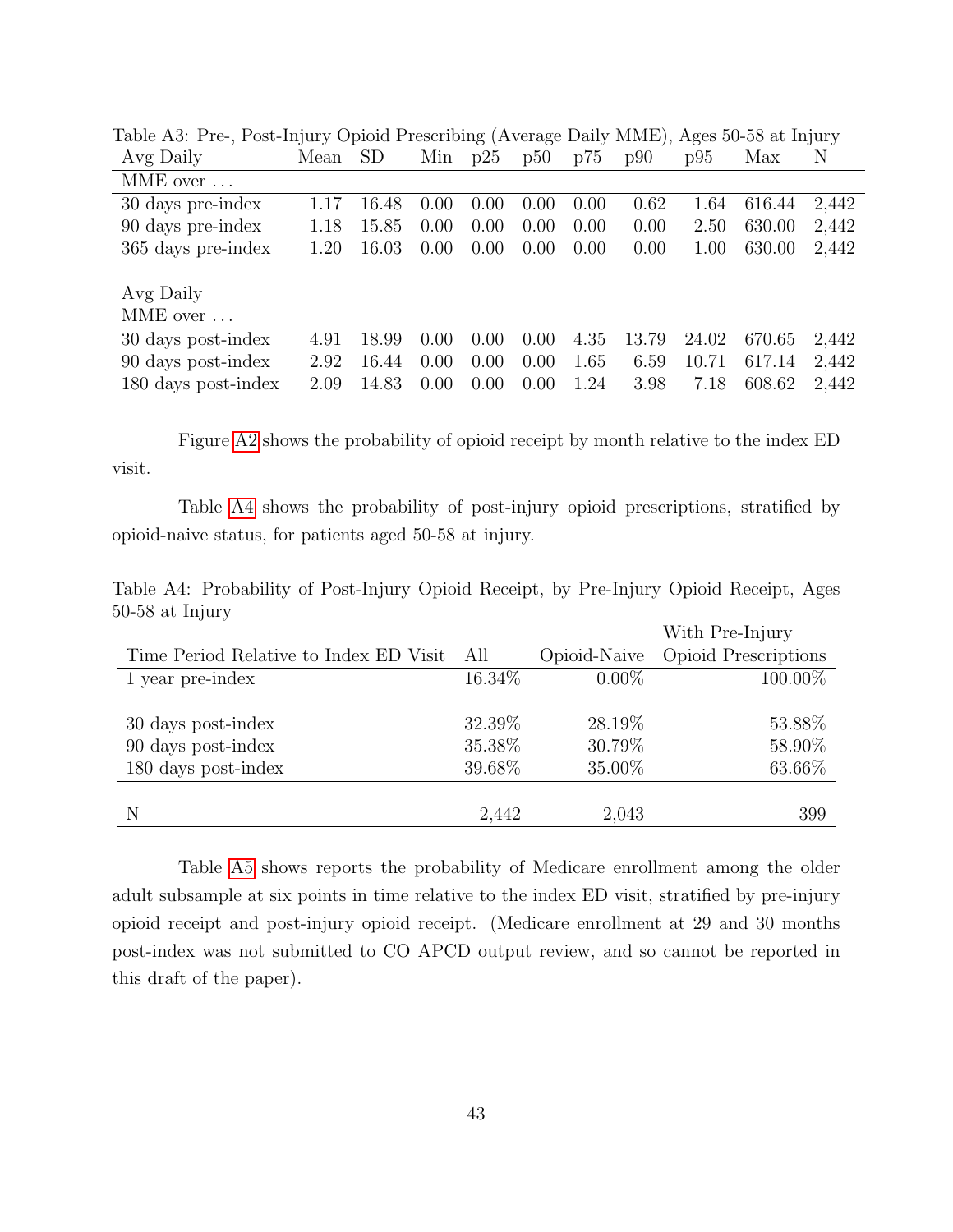Table A3: Pre-, Post-Injury Opioid Prescribing (Average Daily MME), Ages 50-58 at Injury

| Avg Daily MME over ... | Mean | SD | Min | p25 | p50 | p75 | p90 | p95 | Max | N |
|---|---|---|---|---|---|---|---|---|---|---|
| 30 days pre-index | 1.17 | 16.48 | 0.00 | 0.00 | 0.00 | 0.00 | 0.62 | 1.64 | 616.44 | 2,442 |
| 90 days pre-index | 1.18 | 15.85 | 0.00 | 0.00 | 0.00 | 0.00 | 0.00 | 2.50 | 630.00 | 2,442 |
| 365 days pre-index | 1.20 | 16.03 | 0.00 | 0.00 | 0.00 | 0.00 | 0.00 | 1.00 | 630.00 | 2,442 |
| **Avg Daily MME over ...** | | | | | | | | | | |
| 30 days post-index | 4.91 | 18.99 | 0.00 | 0.00 | 0.00 | 4.35 | 13.79 | 24.02 | 670.65 | 2,442 |
| 90 days post-index | 2.92 | 16.44 | 0.00 | 0.00 | 0.00 | 1.65 | 6.59 | 10.71 | 617.14 | 2,442 |
| 180 days post-index | 2.09 | 14.83 | 0.00 | 0.00 | 0.00 | 1.24 | 3.98 | 7.18 | 608.62 | 2,442 |

Figure A2 shows the probability of opioid receipt by month relative to the index ED visit.

Table A4 shows the probability of post-injury opioid prescriptions, stratified by opioid-naive status, for patients aged 50-58 at injury.

Table A4: Probability of Post-Injury Opioid Receipt, by Pre-Injury Opioid Receipt, Ages 50-58 at Injury

| Time Period Relative to Index ED Visit | All | Opioid-Naive | With Pre-Injury Opioid Prescriptions |
|---|---|---|---|
| 1 year pre-index | 16.34% | 0.00% | 100.00% |
| 30 days post-index | 32.39% | 28.19% | 53.88% |
| 90 days post-index | 35.38% | 30.79% | 58.90% |
| 180 days post-index | 39.68% | 35.00% | 63.66% |
| N | 2,442 | 2,043 | 399 |

Table A5 shows reports the probability of Medicare enrollment among the older adult subsample at six points in time relative to the index ED visit, stratified by pre-injury opioid receipt and post-injury opioid receipt. (Medicare enrollment at 29 and 30 months post-index was not submitted to CO APCD output review, and so cannot be reported in this draft of the paper).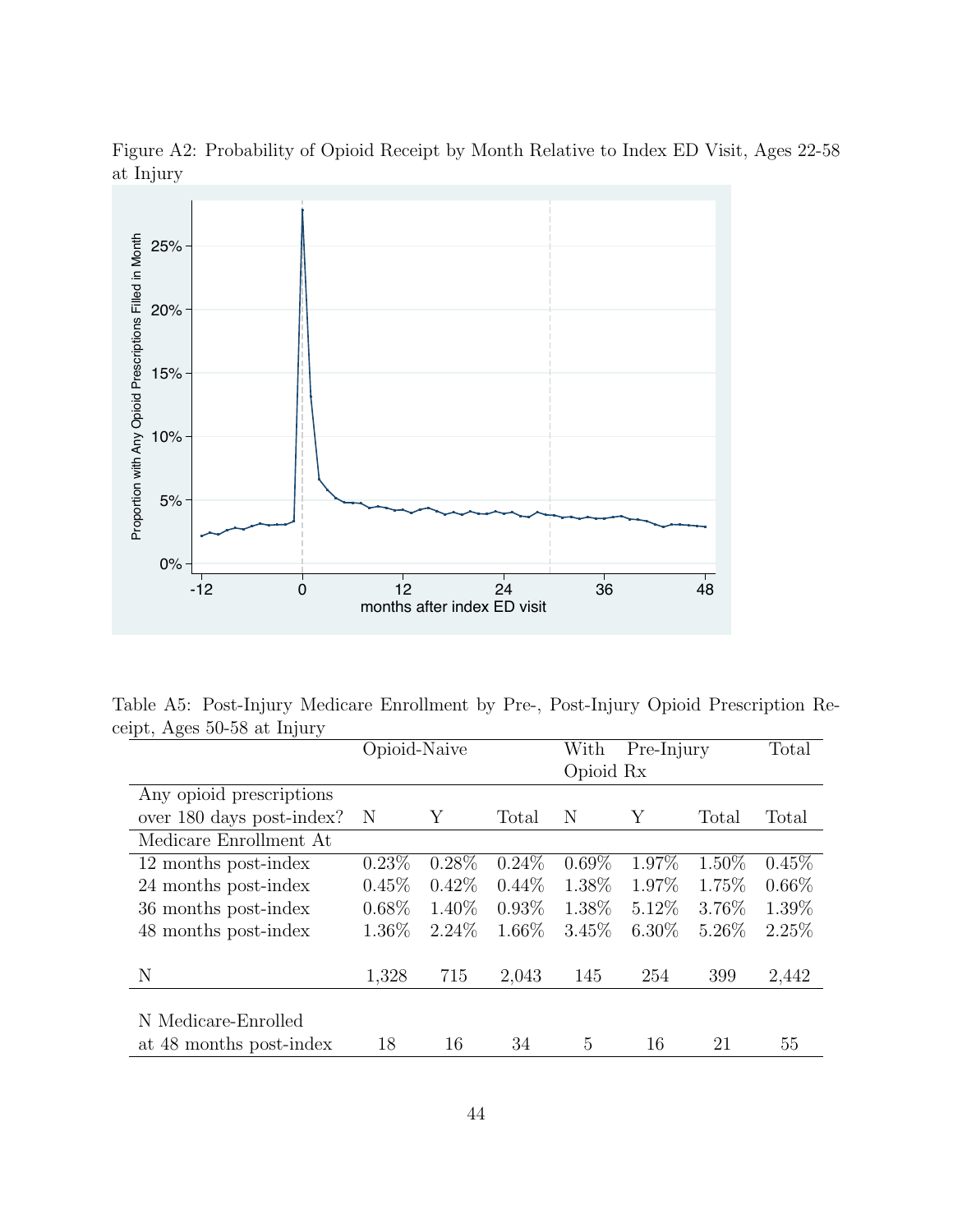Figure A2: Probability of Opioid Receipt by Month Relative to Index ED Visit, Ages 22-58 at Injury

Proportion with Any Opioid Prescriptions Filled in Month

0%
5%
10%
15%
20%
25%

-12
0
12
24
36
48

months after index ED visit

Table A5: Post-Injury Medicare Enrollment by Pre-, Post-Injury Opioid Prescription Receipt, Ages 50-58 at Injury

| | Opioid-Naive | | | With Pre-Injury Opioid Rx | | | Total |
|---|---|---|---|---|---|---|---|
| Any opioid prescriptions over 180 days post-index? | N | Y | Total | N | Y | Total | Total |
| Medicare Enrollment At | | | | | | | |
| 12 months post-index | 0.23% | 0.28% | 0.24% | 0.69% | 1.97% | 1.50% | 0.45% |
| 24 months post-index | 0.45% | 0.42% | 0.44% | 1.38% | 1.97% | 1.75% | 0.66% |
| 36 months post-index | 0.68% | 1.40% | 0.93% | 1.38% | 5.12% | 3.76% | 1.39% |
| 48 months post-index | 1.36% | 2.24% | 1.66% | 3.45% | 6.30% | 5.26% | 2.25% |
| N | 1,328 | 715 | 2,043 | 145 | 254 | 399 | 2,442 |
| N Medicare-Enrolled at 48 months post-index | 18 | 16 | 34 | 5 | 16 | 21 | 55 |